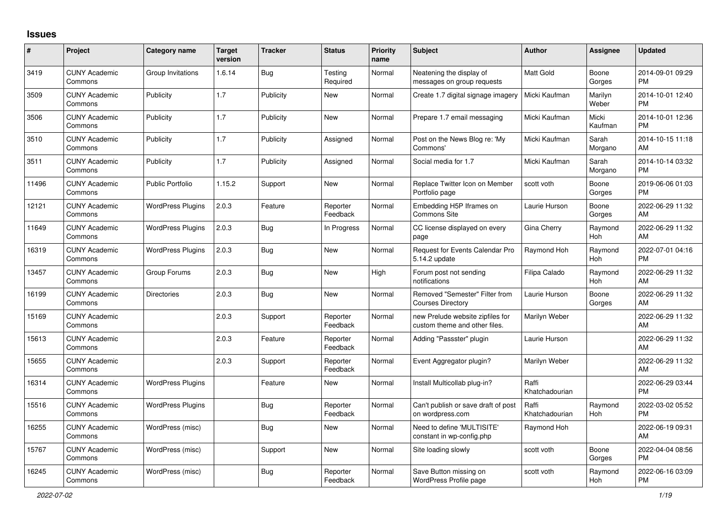## Issues

| # | Project | Category name | Target version | Tracker | Status | Priority name | Subject | Author | Assignee | Updated |
|---|---|---|---|---|---|---|---|---|---|---|
| 3419 | CUNY Academic Commons | Group Invitations | 1.6.14 | Bug | Testing Required | Normal | Neatening the display of messages on group requests | Matt Gold | Boone Gorges | 2014-09-01 09:29 PM |
| 3509 | CUNY Academic Commons | Publicity | 1.7 | Publicity | New | Normal | Create 1.7 digital signage imagery | Micki Kaufman | Marilyn Weber | 2014-10-01 12:40 PM |
| 3506 | CUNY Academic Commons | Publicity | 1.7 | Publicity | New | Normal | Prepare 1.7 email messaging | Micki Kaufman | Micki Kaufman | 2014-10-01 12:36 PM |
| 3510 | CUNY Academic Commons | Publicity | 1.7 | Publicity | Assigned | Normal | Post on the News Blog re: 'My Commons' | Micki Kaufman | Sarah Morgano | 2014-10-15 11:18 AM |
| 3511 | CUNY Academic Commons | Publicity | 1.7 | Publicity | Assigned | Normal | Social media for 1.7 | Micki Kaufman | Sarah Morgano | 2014-10-14 03:32 PM |
| 11496 | CUNY Academic Commons | Public Portfolio | 1.15.2 | Support | New | Normal | Replace Twitter Icon on Member Portfolio page | scott voth | Boone Gorges | 2019-06-06 01:03 PM |
| 12121 | CUNY Academic Commons | WordPress Plugins | 2.0.3 | Feature | Reporter Feedback | Normal | Embedding H5P Iframes on Commons Site | Laurie Hurson | Boone Gorges | 2022-06-29 11:32 AM |
| 11649 | CUNY Academic Commons | WordPress Plugins | 2.0.3 | Bug | In Progress | Normal | CC license displayed on every page | Gina Cherry | Raymond Hoh | 2022-06-29 11:32 AM |
| 16319 | CUNY Academic Commons | WordPress Plugins | 2.0.3 | Bug | New | Normal | Request for Events Calendar Pro 5.14.2 update | Raymond Hoh | Raymond Hoh | 2022-07-01 04:16 PM |
| 13457 | CUNY Academic Commons | Group Forums | 2.0.3 | Bug | New | High | Forum post not sending notifications | Filipa Calado | Raymond Hoh | 2022-06-29 11:32 AM |
| 16199 | CUNY Academic Commons | Directories | 2.0.3 | Bug | New | Normal | Removed "Semester" Filter from Courses Directory | Laurie Hurson | Boone Gorges | 2022-06-29 11:32 AM |
| 15169 | CUNY Academic Commons | | 2.0.3 | Support | Reporter Feedback | Normal | new Prelude website zipfiles for custom theme and other files. | Marilyn Weber | | 2022-06-29 11:32 AM |
| 15613 | CUNY Academic Commons | | 2.0.3 | Feature | Reporter Feedback | Normal | Adding "Passster" plugin | Laurie Hurson | | 2022-06-29 11:32 AM |
| 15655 | CUNY Academic Commons | | 2.0.3 | Support | Reporter Feedback | Normal | Event Aggregator plugin? | Marilyn Weber | | 2022-06-29 11:32 AM |
| 16314 | CUNY Academic Commons | WordPress Plugins | | Feature | New | Normal | Install Multicollab plug-in? | Raffi Khatchadourian | | 2022-06-29 03:44 PM |
| 15516 | CUNY Academic Commons | WordPress Plugins | | Bug | Reporter Feedback | Normal | Can't publish or save draft of post on wordpress.com | Raffi Khatchadourian | Raymond Hoh | 2022-03-02 05:52 PM |
| 16255 | CUNY Academic Commons | WordPress (misc) | | Bug | New | Normal | Need to define 'MULTISITE' constant in wp-config.php | Raymond Hoh | | 2022-06-19 09:31 AM |
| 15767 | CUNY Academic Commons | WordPress (misc) | | Support | New | Normal | Site loading slowly | scott voth | Boone Gorges | 2022-04-04 08:56 PM |
| 16245 | CUNY Academic Commons | WordPress (misc) | | Bug | Reporter Feedback | Normal | Save Button missing on WordPress Profile page | scott voth | Raymond Hoh | 2022-06-16 03:09 PM |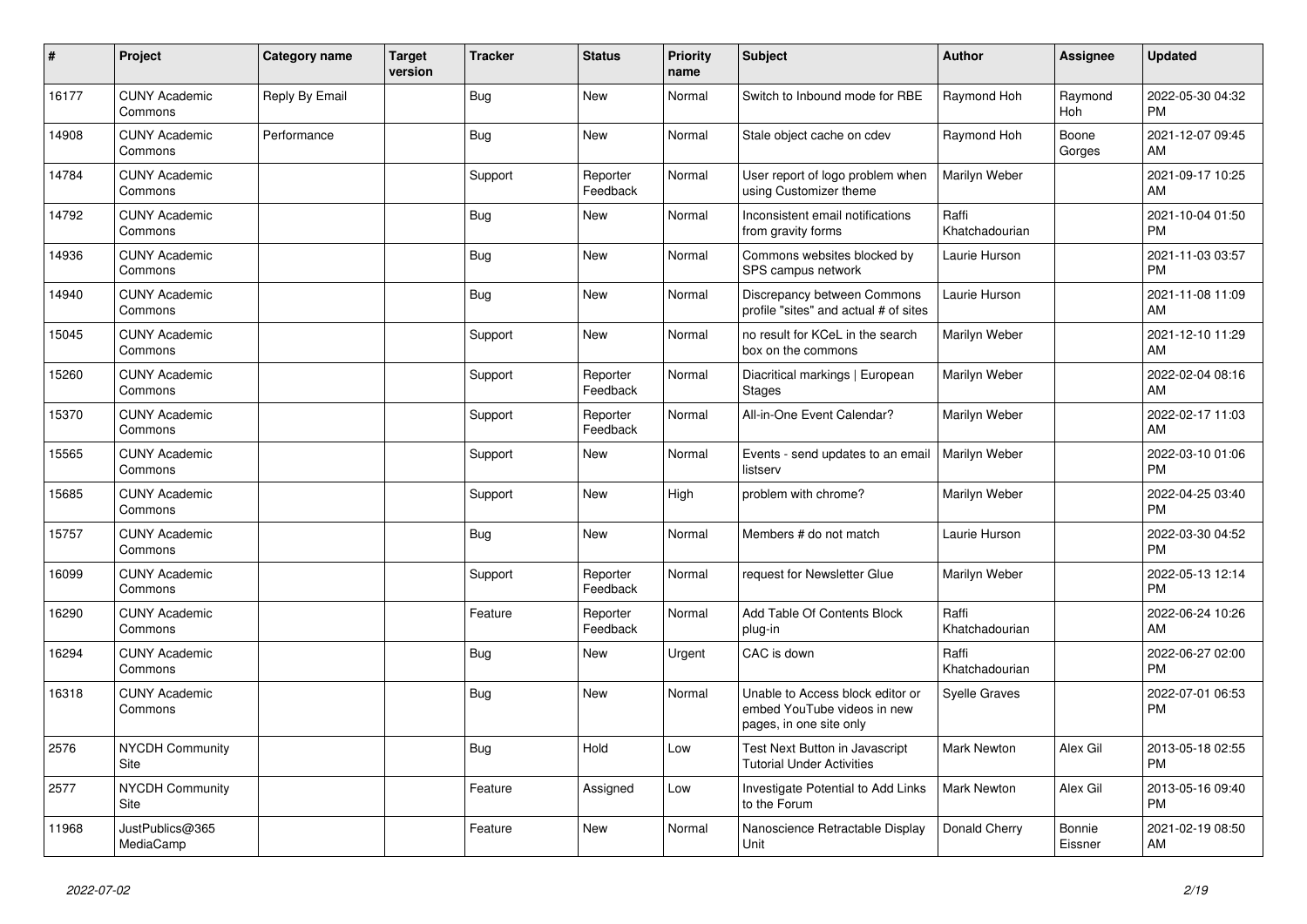| # | Project | Category name | Target version | Tracker | Status | Priority name | Subject | Author | Assignee | Updated |
|---|---|---|---|---|---|---|---|---|---|---|
| 16177 | CUNY Academic Commons | Reply By Email | | Bug | New | Normal | Switch to Inbound mode for RBE | Raymond Hoh | Raymond Hoh | 2022-05-30 04:32 PM |
| 14908 | CUNY Academic Commons | Performance | | Bug | New | Normal | Stale object cache on cdev | Raymond Hoh | Boone Gorges | 2021-12-07 09:45 AM |
| 14784 | CUNY Academic Commons | | | Support | Reporter Feedback | Normal | User report of logo problem when using Customizer theme | Marilyn Weber | | 2021-09-17 10:25 AM |
| 14792 | CUNY Academic Commons | | | Bug | New | Normal | Inconsistent email notifications from gravity forms | Raffi Khatchadourian | | 2021-10-04 01:50 PM |
| 14936 | CUNY Academic Commons | | | Bug | New | Normal | Commons websites blocked by SPS campus network | Laurie Hurson | | 2021-11-03 03:57 PM |
| 14940 | CUNY Academic Commons | | | Bug | New | Normal | Discrepancy between Commons profile "sites" and actual # of sites | Laurie Hurson | | 2021-11-08 11:09 AM |
| 15045 | CUNY Academic Commons | | | Support | New | Normal | no result for KCeL in the search box on the commons | Marilyn Weber | | 2021-12-10 11:29 AM |
| 15260 | CUNY Academic Commons | | | Support | Reporter Feedback | Normal | Diacritical markings \| European Stages | Marilyn Weber | | 2022-02-04 08:16 AM |
| 15370 | CUNY Academic Commons | | | Support | Reporter Feedback | Normal | All-in-One Event Calendar? | Marilyn Weber | | 2022-02-17 11:03 AM |
| 15565 | CUNY Academic Commons | | | Support | New | Normal | Events - send updates to an email listserv | Marilyn Weber | | 2022-03-10 01:06 PM |
| 15685 | CUNY Academic Commons | | | Support | New | High | problem with chrome? | Marilyn Weber | | 2022-04-25 03:40 PM |
| 15757 | CUNY Academic Commons | | | Bug | New | Normal | Members # do not match | Laurie Hurson | | 2022-03-30 04:52 PM |
| 16099 | CUNY Academic Commons | | | Support | Reporter Feedback | Normal | request for Newsletter Glue | Marilyn Weber | | 2022-05-13 12:14 PM |
| 16290 | CUNY Academic Commons | | | Feature | Reporter Feedback | Normal | Add Table Of Contents Block plug-in | Raffi Khatchadourian | | 2022-06-24 10:26 AM |
| 16294 | CUNY Academic Commons | | | Bug | New | Urgent | CAC is down | Raffi Khatchadourian | | 2022-06-27 02:00 PM |
| 16318 | CUNY Academic Commons | | | Bug | New | Normal | Unable to Access block editor or embed YouTube videos in new pages, in one site only | Syelle Graves | | 2022-07-01 06:53 PM |
| 2576 | NYCDH Community Site | | | Bug | Hold | Low | Test Next Button in Javascript Tutorial Under Activities | Mark Newton | Alex Gil | 2013-05-18 02:55 PM |
| 2577 | NYCDH Community Site | | | Feature | Assigned | Low | Investigate Potential to Add Links to the Forum | Mark Newton | Alex Gil | 2013-05-16 09:40 PM |
| 11968 | JustPublics@365 MediaCamp | | | Feature | New | Normal | Nanoscience Retractable Display Unit | Donald Cherry | Bonnie Eissner | 2021-02-19 08:50 AM |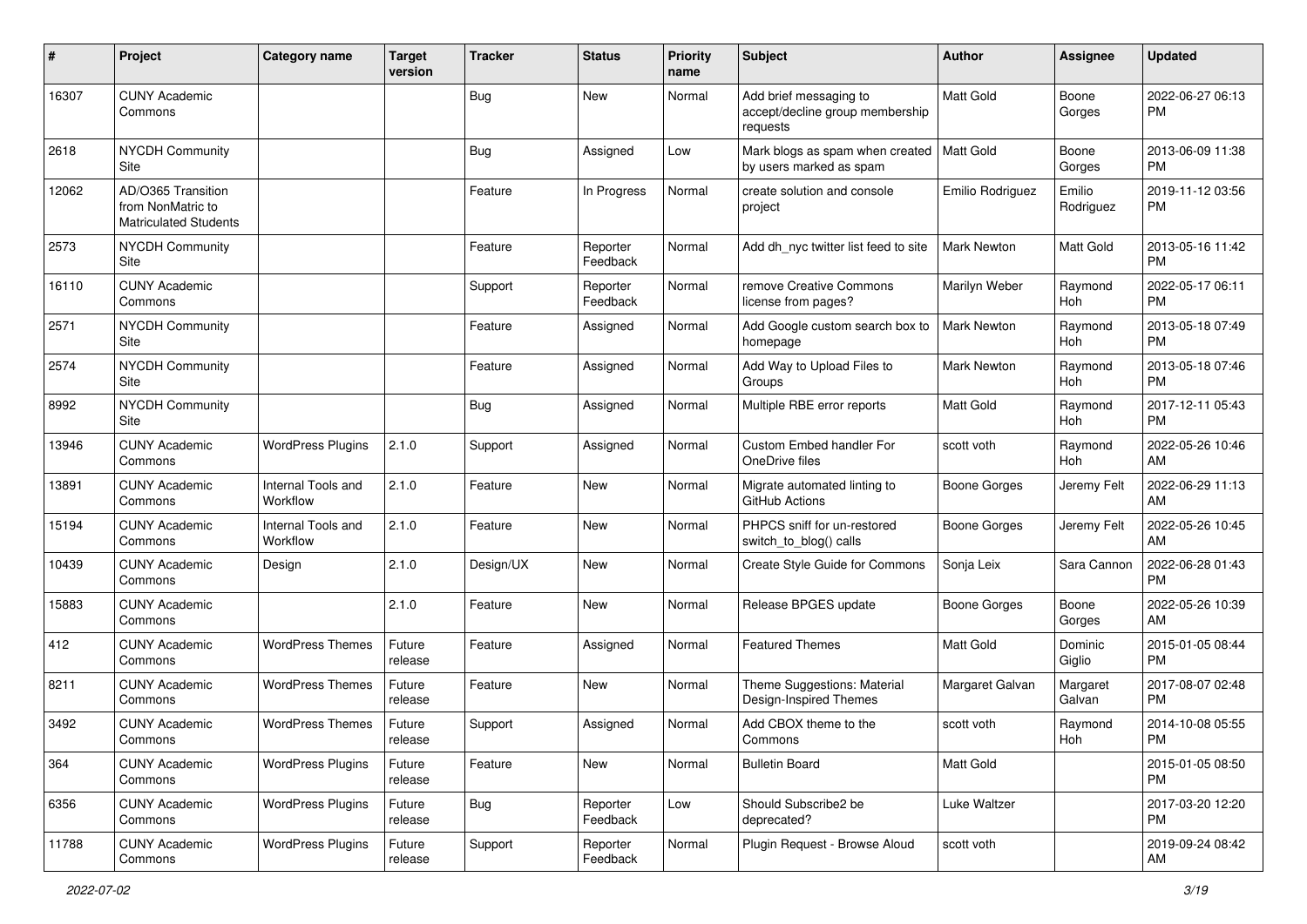| # | Project | Category name | Target version | Tracker | Status | Priority name | Subject | Author | Assignee | Updated |
|---|---|---|---|---|---|---|---|---|---|---|
| 16307 | CUNY Academic Commons | | | Bug | New | Normal | Add brief messaging to accept/decline group membership requests | Matt Gold | Boone Gorges | 2022-06-27 06:13 PM |
| 2618 | NYCDH Community Site | | | Bug | Assigned | Low | Mark blogs as spam when created by users marked as spam | Matt Gold | Boone Gorges | 2013-06-09 11:38 PM |
| 12062 | AD/O365 Transition from NonMatric to Matriculated Students | | | Feature | In Progress | Normal | create solution and console project | Emilio Rodriguez | Emilio Rodriguez | 2019-11-12 03:56 PM |
| 2573 | NYCDH Community Site | | | Feature | Reporter Feedback | Normal | Add dh_nyc twitter list feed to site | Mark Newton | Matt Gold | 2013-05-16 11:42 PM |
| 16110 | CUNY Academic Commons | | | Support | Reporter Feedback | Normal | remove Creative Commons license from pages? | Marilyn Weber | Raymond Hoh | 2022-05-17 06:11 PM |
| 2571 | NYCDH Community Site | | | Feature | Assigned | Normal | Add Google custom search box to homepage | Mark Newton | Raymond Hoh | 2013-05-18 07:49 PM |
| 2574 | NYCDH Community Site | | | Feature | Assigned | Normal | Add Way to Upload Files to Groups | Mark Newton | Raymond Hoh | 2013-05-18 07:46 PM |
| 8992 | NYCDH Community Site | | | Bug | Assigned | Normal | Multiple RBE error reports | Matt Gold | Raymond Hoh | 2017-12-11 05:43 PM |
| 13946 | CUNY Academic Commons | WordPress Plugins | 2.1.0 | Support | Assigned | Normal | Custom Embed handler For OneDrive files | scott voth | Raymond Hoh | 2022-05-26 10:46 AM |
| 13891 | CUNY Academic Commons | Internal Tools and Workflow | 2.1.0 | Feature | New | Normal | Migrate automated linting to GitHub Actions | Boone Gorges | Jeremy Felt | 2022-06-29 11:13 AM |
| 15194 | CUNY Academic Commons | Internal Tools and Workflow | 2.1.0 | Feature | New | Normal | PHPCS sniff for un-restored switch_to_blog() calls | Boone Gorges | Jeremy Felt | 2022-05-26 10:45 AM |
| 10439 | CUNY Academic Commons | Design | 2.1.0 | Design/UX | New | Normal | Create Style Guide for Commons | Sonja Leix | Sara Cannon | 2022-06-28 01:43 PM |
| 15883 | CUNY Academic Commons | | 2.1.0 | Feature | New | Normal | Release BPGES update | Boone Gorges | Boone Gorges | 2022-05-26 10:39 AM |
| 412 | CUNY Academic Commons | WordPress Themes | Future release | Feature | Assigned | Normal | Featured Themes | Matt Gold | Dominic Giglio | 2015-01-05 08:44 PM |
| 8211 | CUNY Academic Commons | WordPress Themes | Future release | Feature | New | Normal | Theme Suggestions: Material Design-Inspired Themes | Margaret Galvan | Margaret Galvan | 2017-08-07 02:48 PM |
| 3492 | CUNY Academic Commons | WordPress Themes | Future release | Support | Assigned | Normal | Add CBOX theme to the Commons | scott voth | Raymond Hoh | 2014-10-08 05:55 PM |
| 364 | CUNY Academic Commons | WordPress Plugins | Future release | Feature | New | Normal | Bulletin Board | Matt Gold | | 2015-01-05 08:50 PM |
| 6356 | CUNY Academic Commons | WordPress Plugins | Future release | Bug | Reporter Feedback | Low | Should Subscribe2 be deprecated? | Luke Waltzer | | 2017-03-20 12:20 PM |
| 11788 | CUNY Academic Commons | WordPress Plugins | Future release | Support | Reporter Feedback | Normal | Plugin Request - Browse Aloud | scott voth | | 2019-09-24 08:42 AM |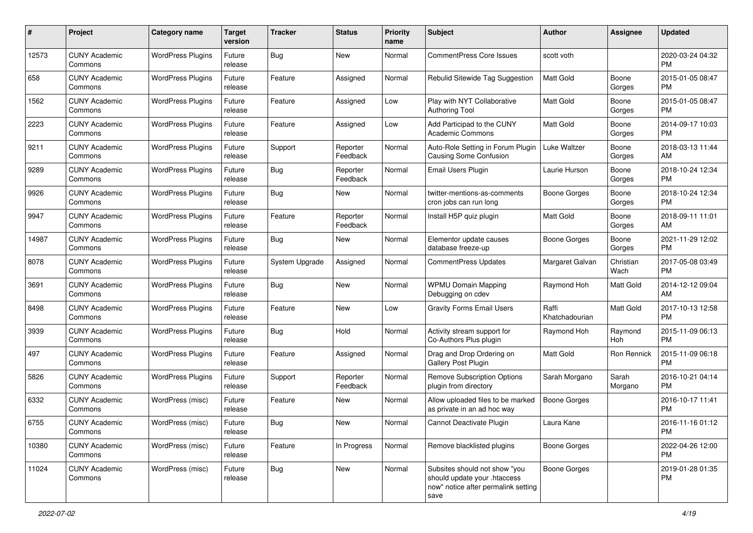| # | Project | Category name | Target version | Tracker | Status | Priority name | Subject | Author | Assignee | Updated |
|---|---|---|---|---|---|---|---|---|---|---|
| 12573 | CUNY Academic Commons | WordPress Plugins | Future release | Bug | New | Normal | CommentPress Core Issues | scott voth | | 2020-03-24 04:32 PM |
| 658 | CUNY Academic Commons | WordPress Plugins | Future release | Feature | Assigned | Normal | Rebulid Sitewide Tag Suggestion | Matt Gold | Boone Gorges | 2015-01-05 08:47 PM |
| 1562 | CUNY Academic Commons | WordPress Plugins | Future release | Feature | Assigned | Low | Play with NYT Collaborative Authoring Tool | Matt Gold | Boone Gorges | 2015-01-05 08:47 PM |
| 2223 | CUNY Academic Commons | WordPress Plugins | Future release | Feature | Assigned | Low | Add Participad to the CUNY Academic Commons | Matt Gold | Boone Gorges | 2014-09-17 10:03 PM |
| 9211 | CUNY Academic Commons | WordPress Plugins | Future release | Support | Reporter Feedback | Normal | Auto-Role Setting in Forum Plugin Causing Some Confusion | Luke Waltzer | Boone Gorges | 2018-03-13 11:44 AM |
| 9289 | CUNY Academic Commons | WordPress Plugins | Future release | Bug | Reporter Feedback | Normal | Email Users Plugin | Laurie Hurson | Boone Gorges | 2018-10-24 12:34 PM |
| 9926 | CUNY Academic Commons | WordPress Plugins | Future release | Bug | New | Normal | twitter-mentions-as-comments cron jobs can run long | Boone Gorges | Boone Gorges | 2018-10-24 12:34 PM |
| 9947 | CUNY Academic Commons | WordPress Plugins | Future release | Feature | Reporter Feedback | Normal | Install H5P quiz plugin | Matt Gold | Boone Gorges | 2018-09-11 11:01 AM |
| 14987 | CUNY Academic Commons | WordPress Plugins | Future release | Bug | New | Normal | Elementor update causes database freeze-up | Boone Gorges | Boone Gorges | 2021-11-29 12:02 PM |
| 8078 | CUNY Academic Commons | WordPress Plugins | Future release | System Upgrade | Assigned | Normal | CommentPress Updates | Margaret Galvan | Christian Wach | 2017-05-08 03:49 PM |
| 3691 | CUNY Academic Commons | WordPress Plugins | Future release | Bug | New | Normal | WPMU Domain Mapping Debugging on cdev | Raymond Hoh | Matt Gold | 2014-12-12 09:04 AM |
| 8498 | CUNY Academic Commons | WordPress Plugins | Future release | Feature | New | Low | Gravity Forms Email Users | Raffi Khatchadourian | Matt Gold | 2017-10-13 12:58 PM |
| 3939 | CUNY Academic Commons | WordPress Plugins | Future release | Bug | Hold | Normal | Activity stream support for Co-Authors Plus plugin | Raymond Hoh | Raymond Hoh | 2015-11-09 06:13 PM |
| 497 | CUNY Academic Commons | WordPress Plugins | Future release | Feature | Assigned | Normal | Drag and Drop Ordering on Gallery Post Plugin | Matt Gold | Ron Rennick | 2015-11-09 06:18 PM |
| 5826 | CUNY Academic Commons | WordPress Plugins | Future release | Support | Reporter Feedback | Normal | Remove Subscription Options plugin from directory | Sarah Morgano | Sarah Morgano | 2016-10-21 04:14 PM |
| 6332 | CUNY Academic Commons | WordPress (misc) | Future release | Feature | New | Normal | Allow uploaded files to be marked as private in an ad hoc way | Boone Gorges | | 2016-10-17 11:41 PM |
| 6755 | CUNY Academic Commons | WordPress (misc) | Future release | Bug | New | Normal | Cannot Deactivate Plugin | Laura Kane | | 2016-11-16 01:12 PM |
| 10380 | CUNY Academic Commons | WordPress (misc) | Future release | Feature | In Progress | Normal | Remove blacklisted plugins | Boone Gorges | | 2022-04-26 12:00 PM |
| 11024 | CUNY Academic Commons | WordPress (misc) | Future release | Bug | New | Normal | Subsites should not show "you should update your .htaccess now" notice after permalink setting save | Boone Gorges | | 2019-01-28 01:35 PM |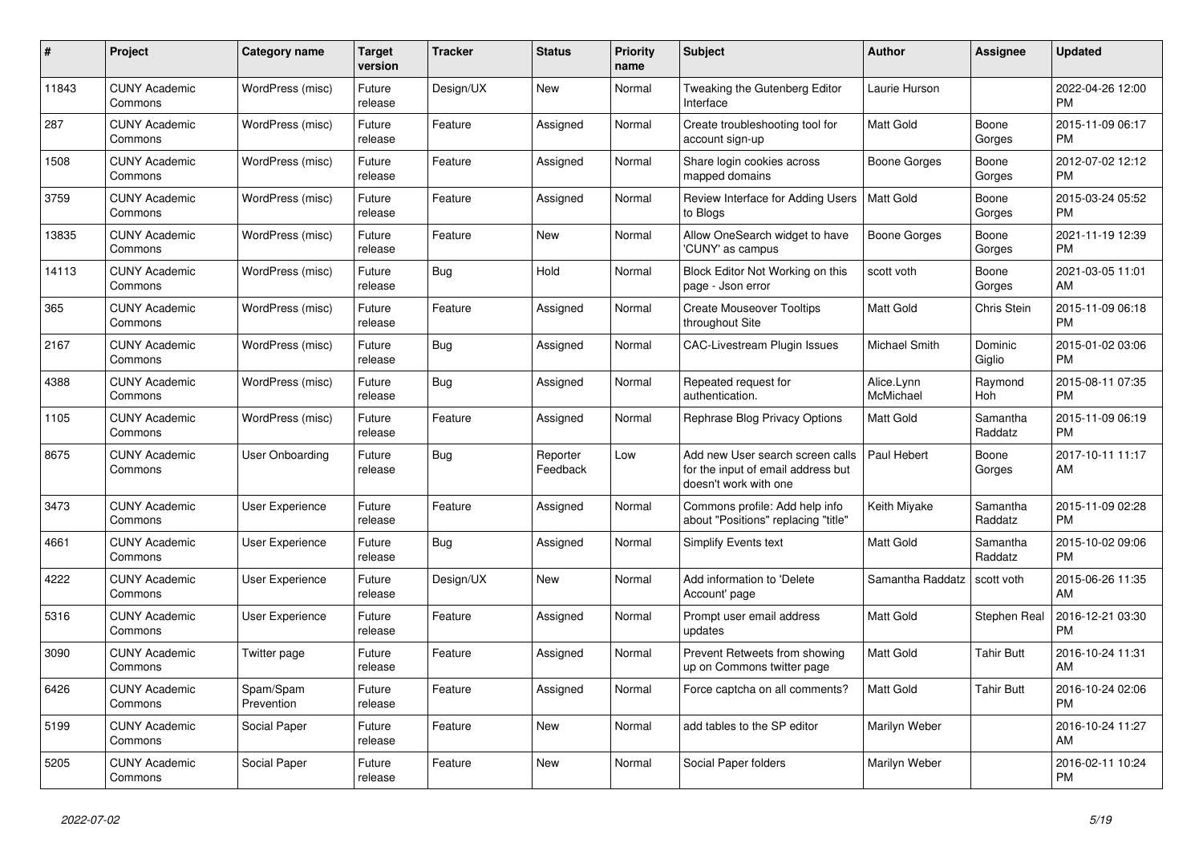| # | Project | Category name | Target version | Tracker | Status | Priority name | Subject | Author | Assignee | Updated |
|---|---|---|---|---|---|---|---|---|---|---|
| 11843 | CUNY Academic Commons | WordPress (misc) | Future release | Design/UX | New | Normal | Tweaking the Gutenberg Editor Interface | Laurie Hurson | | 2022-04-26 12:00 PM |
| 287 | CUNY Academic Commons | WordPress (misc) | Future release | Feature | Assigned | Normal | Create troubleshooting tool for account sign-up | Matt Gold | Boone Gorges | 2015-11-09 06:17 PM |
| 1508 | CUNY Academic Commons | WordPress (misc) | Future release | Feature | Assigned | Normal | Share login cookies across mapped domains | Boone Gorges | Boone Gorges | 2012-07-02 12:12 PM |
| 3759 | CUNY Academic Commons | WordPress (misc) | Future release | Feature | Assigned | Normal | Review Interface for Adding Users to Blogs | Matt Gold | Boone Gorges | 2015-03-24 05:52 PM |
| 13835 | CUNY Academic Commons | WordPress (misc) | Future release | Feature | New | Normal | Allow OneSearch widget to have 'CUNY' as campus | Boone Gorges | Boone Gorges | 2021-11-19 12:39 PM |
| 14113 | CUNY Academic Commons | WordPress (misc) | Future release | Bug | Hold | Normal | Block Editor Not Working on this page - Json error | scott voth | Boone Gorges | 2021-03-05 11:01 AM |
| 365 | CUNY Academic Commons | WordPress (misc) | Future release | Feature | Assigned | Normal | Create Mouseover Tooltips throughout Site | Matt Gold | Chris Stein | 2015-11-09 06:18 PM |
| 2167 | CUNY Academic Commons | WordPress (misc) | Future release | Bug | Assigned | Normal | CAC-Livestream Plugin Issues | Michael Smith | Dominic Giglio | 2015-01-02 03:06 PM |
| 4388 | CUNY Academic Commons | WordPress (misc) | Future release | Bug | Assigned | Normal | Repeated request for authentication. | Alice.Lynn McMichael | Raymond Hoh | 2015-08-11 07:35 PM |
| 1105 | CUNY Academic Commons | WordPress (misc) | Future release | Feature | Assigned | Normal | Rephrase Blog Privacy Options | Matt Gold | Samantha Raddatz | 2015-11-09 06:19 PM |
| 8675 | CUNY Academic Commons | User Onboarding | Future release | Bug | Reporter Feedback | Low | Add new User search screen calls for the input of email address but doesn't work with one | Paul Hebert | Boone Gorges | 2017-10-11 11:17 AM |
| 3473 | CUNY Academic Commons | User Experience | Future release | Feature | Assigned | Normal | Commons profile: Add help info about "Positions" replacing "title" | Keith Miyake | Samantha Raddatz | 2015-11-09 02:28 PM |
| 4661 | CUNY Academic Commons | User Experience | Future release | Bug | Assigned | Normal | Simplify Events text | Matt Gold | Samantha Raddatz | 2015-10-02 09:06 PM |
| 4222 | CUNY Academic Commons | User Experience | Future release | Design/UX | New | Normal | Add information to 'Delete Account' page | Samantha Raddatz | scott voth | 2015-06-26 11:35 AM |
| 5316 | CUNY Academic Commons | User Experience | Future release | Feature | Assigned | Normal | Prompt user email address updates | Matt Gold | Stephen Real | 2016-12-21 03:30 PM |
| 3090 | CUNY Academic Commons | Twitter page | Future release | Feature | Assigned | Normal | Prevent Retweets from showing up on Commons twitter page | Matt Gold | Tahir Butt | 2016-10-24 11:31 AM |
| 6426 | CUNY Academic Commons | Spam/Spam Prevention | Future release | Feature | Assigned | Normal | Force captcha on all comments? | Matt Gold | Tahir Butt | 2016-10-24 02:06 PM |
| 5199 | CUNY Academic Commons | Social Paper | Future release | Feature | New | Normal | add tables to the SP editor | Marilyn Weber | | 2016-10-24 11:27 AM |
| 5205 | CUNY Academic Commons | Social Paper | Future release | Feature | New | Normal | Social Paper folders | Marilyn Weber | | 2016-02-11 10:24 PM |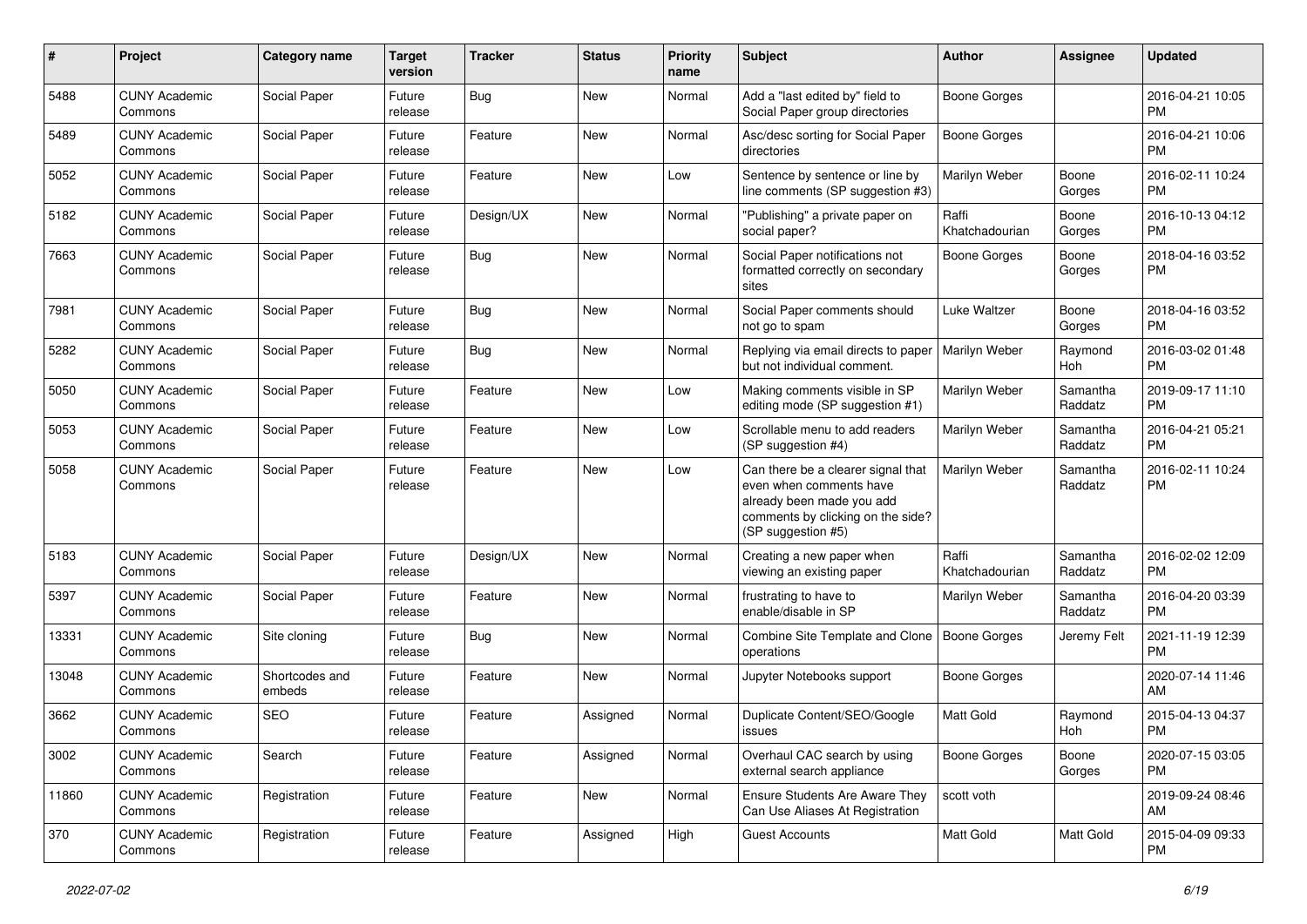| # | Project | Category name | Target version | Tracker | Status | Priority name | Subject | Author | Assignee | Updated |
|---|---|---|---|---|---|---|---|---|---|---|
| 5488 | CUNY Academic Commons | Social Paper | Future release | Bug | New | Normal | Add a "last edited by" field to Social Paper group directories | Boone Gorges | | 2016-04-21 10:05 PM |
| 5489 | CUNY Academic Commons | Social Paper | Future release | Feature | New | Normal | Asc/desc sorting for Social Paper directories | Boone Gorges | | 2016-04-21 10:06 PM |
| 5052 | CUNY Academic Commons | Social Paper | Future release | Feature | New | Low | Sentence by sentence or line by line comments (SP suggestion #3) | Marilyn Weber | Boone Gorges | 2016-02-11 10:24 PM |
| 5182 | CUNY Academic Commons | Social Paper | Future release | Design/UX | New | Normal | "Publishing" a private paper on social paper? | Raffi Khatchadourian | Boone Gorges | 2016-10-13 04:12 PM |
| 7663 | CUNY Academic Commons | Social Paper | Future release | Bug | New | Normal | Social Paper notifications not formatted correctly on secondary sites | Boone Gorges | Boone Gorges | 2018-04-16 03:52 PM |
| 7981 | CUNY Academic Commons | Social Paper | Future release | Bug | New | Normal | Social Paper comments should not go to spam | Luke Waltzer | Boone Gorges | 2018-04-16 03:52 PM |
| 5282 | CUNY Academic Commons | Social Paper | Future release | Bug | New | Normal | Replying via email directs to paper but not individual comment. | Marilyn Weber | Raymond Hoh | 2016-03-02 01:48 PM |
| 5050 | CUNY Academic Commons | Social Paper | Future release | Feature | New | Low | Making comments visible in SP editing mode (SP suggestion #1) | Marilyn Weber | Samantha Raddatz | 2019-09-17 11:10 PM |
| 5053 | CUNY Academic Commons | Social Paper | Future release | Feature | New | Low | Scrollable menu to add readers (SP suggestion #4) | Marilyn Weber | Samantha Raddatz | 2016-04-21 05:21 PM |
| 5058 | CUNY Academic Commons | Social Paper | Future release | Feature | New | Low | Can there be a clearer signal that even when comments have already been made you add comments by clicking on the side? (SP suggestion #5) | Marilyn Weber | Samantha Raddatz | 2016-02-11 10:24 PM |
| 5183 | CUNY Academic Commons | Social Paper | Future release | Design/UX | New | Normal | Creating a new paper when viewing an existing paper | Raffi Khatchadourian | Samantha Raddatz | 2016-02-02 12:09 PM |
| 5397 | CUNY Academic Commons | Social Paper | Future release | Feature | New | Normal | frustrating to have to enable/disable in SP | Marilyn Weber | Samantha Raddatz | 2016-04-20 03:39 PM |
| 13331 | CUNY Academic Commons | Site cloning | Future release | Bug | New | Normal | Combine Site Template and Clone operations | Boone Gorges | Jeremy Felt | 2021-11-19 12:39 PM |
| 13048 | CUNY Academic Commons | Shortcodes and embeds | Future release | Feature | New | Normal | Jupyter Notebooks support | Boone Gorges | | 2020-07-14 11:46 AM |
| 3662 | CUNY Academic Commons | SEO | Future release | Feature | Assigned | Normal | Duplicate Content/SEO/Google issues | Matt Gold | Raymond Hoh | 2015-04-13 04:37 PM |
| 3002 | CUNY Academic Commons | Search | Future release | Feature | Assigned | Normal | Overhaul CAC search by using external search appliance | Boone Gorges | Boone Gorges | 2020-07-15 03:05 PM |
| 11860 | CUNY Academic Commons | Registration | Future release | Feature | New | Normal | Ensure Students Are Aware They Can Use Aliases At Registration | scott voth | | 2019-09-24 08:46 AM |
| 370 | CUNY Academic Commons | Registration | Future release | Feature | Assigned | High | Guest Accounts | Matt Gold | Matt Gold | 2015-04-09 09:33 PM |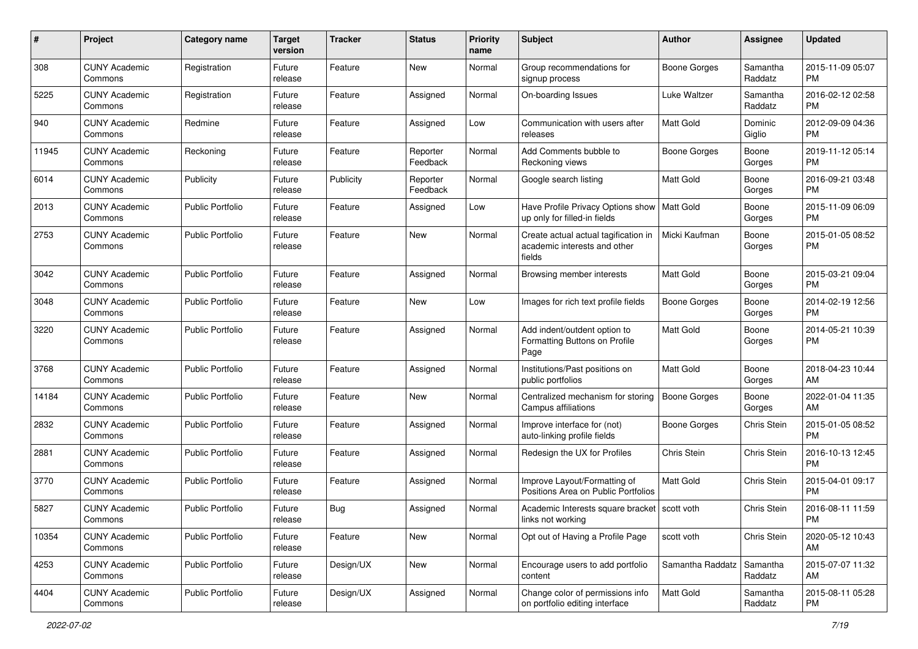| # | Project | Category name | Target version | Tracker | Status | Priority name | Subject | Author | Assignee | Updated |
|---|---|---|---|---|---|---|---|---|---|---|
| 308 | CUNY Academic Commons | Registration | Future release | Feature | New | Normal | Group recommendations for signup process | Boone Gorges | Samantha Raddatz | 2015-11-09 05:07 PM |
| 5225 | CUNY Academic Commons | Registration | Future release | Feature | Assigned | Normal | On-boarding Issues | Luke Waltzer | Samantha Raddatz | 2016-02-12 02:58 PM |
| 940 | CUNY Academic Commons | Redmine | Future release | Feature | Assigned | Low | Communication with users after releases | Matt Gold | Dominic Giglio | 2012-09-09 04:36 PM |
| 11945 | CUNY Academic Commons | Reckoning | Future release | Feature | Reporter Feedback | Normal | Add Comments bubble to Reckoning views | Boone Gorges | Boone Gorges | 2019-11-12 05:14 PM |
| 6014 | CUNY Academic Commons | Publicity | Future release | Publicity | Reporter Feedback | Normal | Google search listing | Matt Gold | Boone Gorges | 2016-09-21 03:48 PM |
| 2013 | CUNY Academic Commons | Public Portfolio | Future release | Feature | Assigned | Low | Have Profile Privacy Options show up only for filled-in fields | Matt Gold | Boone Gorges | 2015-11-09 06:09 PM |
| 2753 | CUNY Academic Commons | Public Portfolio | Future release | Feature | New | Normal | Create actual actual tagification in academic interests and other fields | Micki Kaufman | Boone Gorges | 2015-01-05 08:52 PM |
| 3042 | CUNY Academic Commons | Public Portfolio | Future release | Feature | Assigned | Normal | Browsing member interests | Matt Gold | Boone Gorges | 2015-03-21 09:04 PM |
| 3048 | CUNY Academic Commons | Public Portfolio | Future release | Feature | New | Low | Images for rich text profile fields | Boone Gorges | Boone Gorges | 2014-02-19 12:56 PM |
| 3220 | CUNY Academic Commons | Public Portfolio | Future release | Feature | Assigned | Normal | Add indent/outdent option to Formatting Buttons on Profile Page | Matt Gold | Boone Gorges | 2014-05-21 10:39 PM |
| 3768 | CUNY Academic Commons | Public Portfolio | Future release | Feature | Assigned | Normal | Institutions/Past positions on public portfolios | Matt Gold | Boone Gorges | 2018-04-23 10:44 AM |
| 14184 | CUNY Academic Commons | Public Portfolio | Future release | Feature | New | Normal | Centralized mechanism for storing Campus affiliations | Boone Gorges | Boone Gorges | 2022-01-04 11:35 AM |
| 2832 | CUNY Academic Commons | Public Portfolio | Future release | Feature | Assigned | Normal | Improve interface for (not) auto-linking profile fields | Boone Gorges | Chris Stein | 2015-01-05 08:52 PM |
| 2881 | CUNY Academic Commons | Public Portfolio | Future release | Feature | Assigned | Normal | Redesign the UX for Profiles | Chris Stein | Chris Stein | 2016-10-13 12:45 PM |
| 3770 | CUNY Academic Commons | Public Portfolio | Future release | Feature | Assigned | Normal | Improve Layout/Formatting of Positions Area on Public Portfolios | Matt Gold | Chris Stein | 2015-04-01 09:17 PM |
| 5827 | CUNY Academic Commons | Public Portfolio | Future release | Bug | Assigned | Normal | Academic Interests square bracket links not working | scott voth | Chris Stein | 2016-08-11 11:59 PM |
| 10354 | CUNY Academic Commons | Public Portfolio | Future release | Feature | New | Normal | Opt out of Having a Profile Page | scott voth | Chris Stein | 2020-05-12 10:43 AM |
| 4253 | CUNY Academic Commons | Public Portfolio | Future release | Design/UX | New | Normal | Encourage users to add portfolio content | Samantha Raddatz | Samantha Raddatz | 2015-07-07 11:32 AM |
| 4404 | CUNY Academic Commons | Public Portfolio | Future release | Design/UX | Assigned | Normal | Change color of permissions info on portfolio editing interface | Matt Gold | Samantha Raddatz | 2015-08-11 05:28 PM |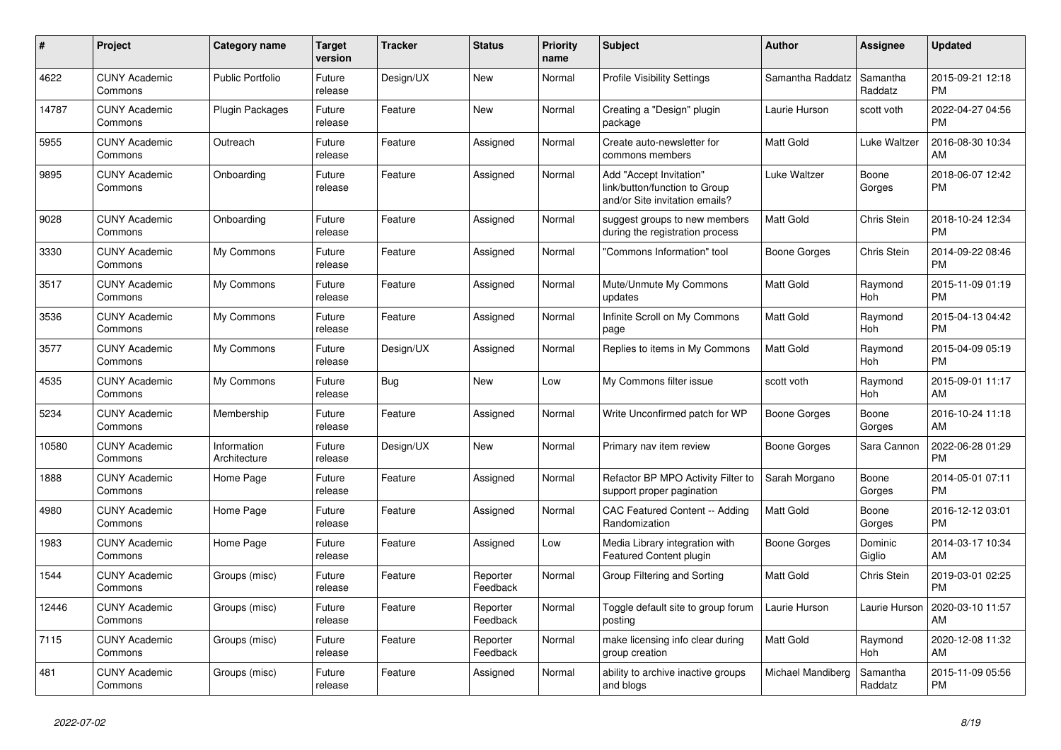| # | Project | Category name | Target version | Tracker | Status | Priority name | Subject | Author | Assignee | Updated |
|---|---|---|---|---|---|---|---|---|---|---|
| 4622 | CUNY Academic Commons | Public Portfolio | Future release | Design/UX | New | Normal | Profile Visibility Settings | Samantha Raddatz | Samantha Raddatz | 2015-09-21 12:18 PM |
| 14787 | CUNY Academic Commons | Plugin Packages | Future release | Feature | New | Normal | Creating a "Design" plugin package | Laurie Hurson | scott voth | 2022-04-27 04:56 PM |
| 5955 | CUNY Academic Commons | Outreach | Future release | Feature | Assigned | Normal | Create auto-newsletter for commons members | Matt Gold | Luke Waltzer | 2016-08-30 10:34 AM |
| 9895 | CUNY Academic Commons | Onboarding | Future release | Feature | Assigned | Normal | Add "Accept Invitation" link/button/function to Group and/or Site invitation emails? | Luke Waltzer | Boone Gorges | 2018-06-07 12:42 PM |
| 9028 | CUNY Academic Commons | Onboarding | Future release | Feature | Assigned | Normal | suggest groups to new members during the registration process | Matt Gold | Chris Stein | 2018-10-24 12:34 PM |
| 3330 | CUNY Academic Commons | My Commons | Future release | Feature | Assigned | Normal | "Commons Information" tool | Boone Gorges | Chris Stein | 2014-09-22 08:46 PM |
| 3517 | CUNY Academic Commons | My Commons | Future release | Feature | Assigned | Normal | Mute/Unmute My Commons updates | Matt Gold | Raymond Hoh | 2015-11-09 01:19 PM |
| 3536 | CUNY Academic Commons | My Commons | Future release | Feature | Assigned | Normal | Infinite Scroll on My Commons page | Matt Gold | Raymond Hoh | 2015-04-13 04:42 PM |
| 3577 | CUNY Academic Commons | My Commons | Future release | Design/UX | Assigned | Normal | Replies to items in My Commons | Matt Gold | Raymond Hoh | 2015-04-09 05:19 PM |
| 4535 | CUNY Academic Commons | My Commons | Future release | Bug | New | Low | My Commons filter issue | scott voth | Raymond Hoh | 2015-09-01 11:17 AM |
| 5234 | CUNY Academic Commons | Membership | Future release | Feature | Assigned | Normal | Write Unconfirmed patch for WP | Boone Gorges | Boone Gorges | 2016-10-24 11:18 AM |
| 10580 | CUNY Academic Commons | Information Architecture | Future release | Design/UX | New | Normal | Primary nav item review | Boone Gorges | Sara Cannon | 2022-06-28 01:29 PM |
| 1888 | CUNY Academic Commons | Home Page | Future release | Feature | Assigned | Normal | Refactor BP MPO Activity Filter to support proper pagination | Sarah Morgano | Boone Gorges | 2014-05-01 07:11 PM |
| 4980 | CUNY Academic Commons | Home Page | Future release | Feature | Assigned | Normal | CAC Featured Content -- Adding Randomization | Matt Gold | Boone Gorges | 2016-12-12 03:01 PM |
| 1983 | CUNY Academic Commons | Home Page | Future release | Feature | Assigned | Low | Media Library integration with Featured Content plugin | Boone Gorges | Dominic Giglio | 2014-03-17 10:34 AM |
| 1544 | CUNY Academic Commons | Groups (misc) | Future release | Feature | Reporter Feedback | Normal | Group Filtering and Sorting | Matt Gold | Chris Stein | 2019-03-01 02:25 PM |
| 12446 | CUNY Academic Commons | Groups (misc) | Future release | Feature | Reporter Feedback | Normal | Toggle default site to group forum posting | Laurie Hurson | Laurie Hurson | 2020-03-10 11:57 AM |
| 7115 | CUNY Academic Commons | Groups (misc) | Future release | Feature | Reporter Feedback | Normal | make licensing info clear during group creation | Matt Gold | Raymond Hoh | 2020-12-08 11:32 AM |
| 481 | CUNY Academic Commons | Groups (misc) | Future release | Feature | Assigned | Normal | ability to archive inactive groups and blogs | Michael Mandiberg | Samantha Raddatz | 2015-11-09 05:56 PM |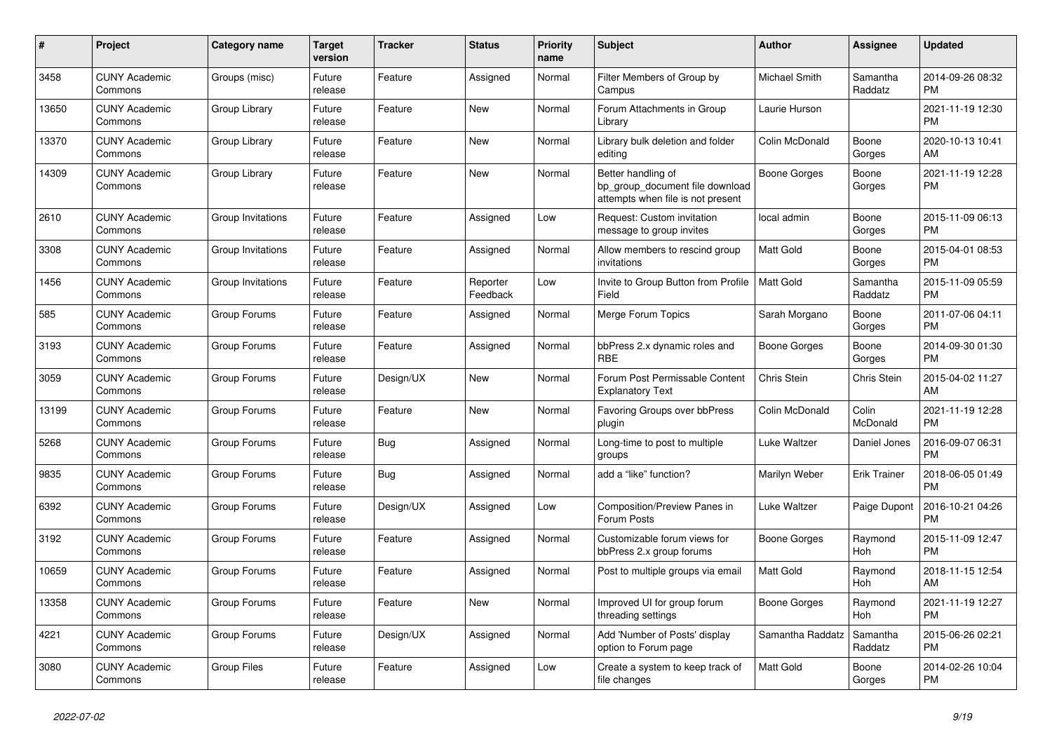| # | Project | Category name | Target version | Tracker | Status | Priority name | Subject | Author | Assignee | Updated |
|---|---|---|---|---|---|---|---|---|---|---|
| 3458 | CUNY Academic Commons | Groups (misc) | Future release | Feature | Assigned | Normal | Filter Members of Group by Campus | Michael Smith | Samantha Raddatz | 2014-09-26 08:32 PM |
| 13650 | CUNY Academic Commons | Group Library | Future release | Feature | New | Normal | Forum Attachments in Group Library | Laurie Hurson | | 2021-11-19 12:30 PM |
| 13370 | CUNY Academic Commons | Group Library | Future release | Feature | New | Normal | Library bulk deletion and folder editing | Colin McDonald | Boone Gorges | 2020-10-13 10:41 AM |
| 14309 | CUNY Academic Commons | Group Library | Future release | Feature | New | Normal | Better handling of bp_group_document file download attempts when file is not present | Boone Gorges | Boone Gorges | 2021-11-19 12:28 PM |
| 2610 | CUNY Academic Commons | Group Invitations | Future release | Feature | Assigned | Low | Request: Custom invitation message to group invites | local admin | Boone Gorges | 2015-11-09 06:13 PM |
| 3308 | CUNY Academic Commons | Group Invitations | Future release | Feature | Assigned | Normal | Allow members to rescind group invitations | Matt Gold | Boone Gorges | 2015-04-01 08:53 PM |
| 1456 | CUNY Academic Commons | Group Invitations | Future release | Feature | Reporter Feedback | Low | Invite to Group Button from Profile Field | Matt Gold | Samantha Raddatz | 2015-11-09 05:59 PM |
| 585 | CUNY Academic Commons | Group Forums | Future release | Feature | Assigned | Normal | Merge Forum Topics | Sarah Morgano | Boone Gorges | 2011-07-06 04:11 PM |
| 3193 | CUNY Academic Commons | Group Forums | Future release | Feature | Assigned | Normal | bbPress 2.x dynamic roles and RBE | Boone Gorges | Boone Gorges | 2014-09-30 01:30 PM |
| 3059 | CUNY Academic Commons | Group Forums | Future release | Design/UX | New | Normal | Forum Post Permissable Content Explanatory Text | Chris Stein | Chris Stein | 2015-04-02 11:27 AM |
| 13199 | CUNY Academic Commons | Group Forums | Future release | Feature | New | Normal | Favoring Groups over bbPress plugin | Colin McDonald | Colin McDonald | 2021-11-19 12:28 PM |
| 5268 | CUNY Academic Commons | Group Forums | Future release | Bug | Assigned | Normal | Long-time to post to multiple groups | Luke Waltzer | Daniel Jones | 2016-09-07 06:31 PM |
| 9835 | CUNY Academic Commons | Group Forums | Future release | Bug | Assigned | Normal | add a "like" function? | Marilyn Weber | Erik Trainer | 2018-06-05 01:49 PM |
| 6392 | CUNY Academic Commons | Group Forums | Future release | Design/UX | Assigned | Low | Composition/Preview Panes in Forum Posts | Luke Waltzer | Paige Dupont | 2016-10-21 04:26 PM |
| 3192 | CUNY Academic Commons | Group Forums | Future release | Feature | Assigned | Normal | Customizable forum views for bbPress 2.x group forums | Boone Gorges | Raymond Hoh | 2015-11-09 12:47 PM |
| 10659 | CUNY Academic Commons | Group Forums | Future release | Feature | Assigned | Normal | Post to multiple groups via email | Matt Gold | Raymond Hoh | 2018-11-15 12:54 AM |
| 13358 | CUNY Academic Commons | Group Forums | Future release | Feature | New | Normal | Improved UI for group forum threading settings | Boone Gorges | Raymond Hoh | 2021-11-19 12:27 PM |
| 4221 | CUNY Academic Commons | Group Forums | Future release | Design/UX | Assigned | Normal | Add 'Number of Posts' display option to Forum page | Samantha Raddatz | Samantha Raddatz | 2015-06-26 02:21 PM |
| 3080 | CUNY Academic Commons | Group Files | Future release | Feature | Assigned | Low | Create a system to keep track of file changes | Matt Gold | Boone Gorges | 2014-02-26 10:04 PM |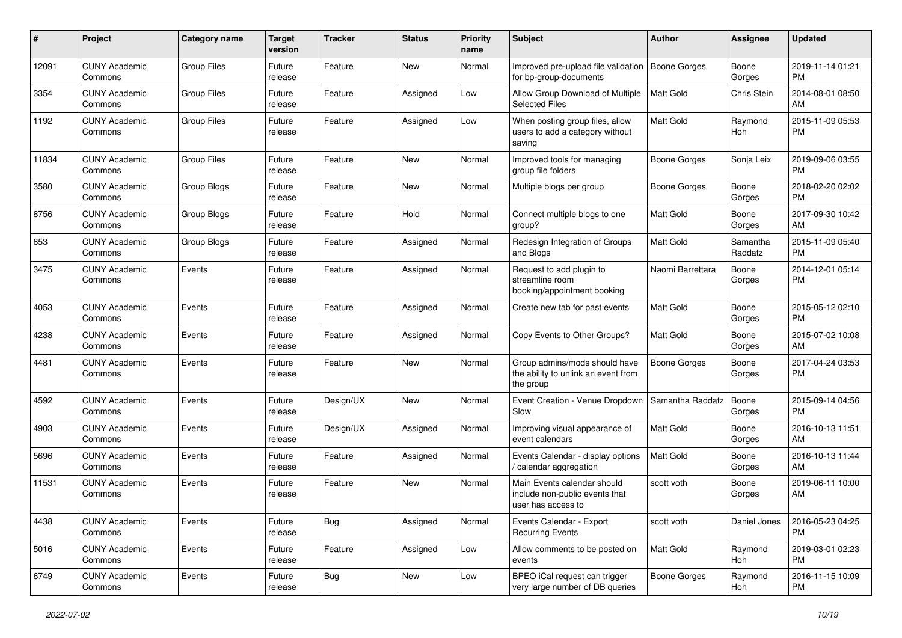| # | Project | Category name | Target version | Tracker | Status | Priority name | Subject | Author | Assignee | Updated |
|---|---|---|---|---|---|---|---|---|---|---|
| 12091 | CUNY Academic Commons | Group Files | Future release | Feature | New | Normal | Improved pre-upload file validation for bp-group-documents | Boone Gorges | Boone Gorges | 2019-11-14 01:21 PM |
| 3354 | CUNY Academic Commons | Group Files | Future release | Feature | Assigned | Low | Allow Group Download of Multiple Selected Files | Matt Gold | Chris Stein | 2014-08-01 08:50 AM |
| 1192 | CUNY Academic Commons | Group Files | Future release | Feature | Assigned | Low | When posting group files, allow users to add a category without saving | Matt Gold | Raymond Hoh | 2015-11-09 05:53 PM |
| 11834 | CUNY Academic Commons | Group Files | Future release | Feature | New | Normal | Improved tools for managing group file folders | Boone Gorges | Sonja Leix | 2019-09-06 03:55 PM |
| 3580 | CUNY Academic Commons | Group Blogs | Future release | Feature | New | Normal | Multiple blogs per group | Boone Gorges | Boone Gorges | 2018-02-20 02:02 PM |
| 8756 | CUNY Academic Commons | Group Blogs | Future release | Feature | Hold | Normal | Connect multiple blogs to one group? | Matt Gold | Boone Gorges | 2017-09-30 10:42 AM |
| 653 | CUNY Academic Commons | Group Blogs | Future release | Feature | Assigned | Normal | Redesign Integration of Groups and Blogs | Matt Gold | Samantha Raddatz | 2015-11-09 05:40 PM |
| 3475 | CUNY Academic Commons | Events | Future release | Feature | Assigned | Normal | Request to add plugin to streamline room booking/appointment booking | Naomi Barrettara | Boone Gorges | 2014-12-01 05:14 PM |
| 4053 | CUNY Academic Commons | Events | Future release | Feature | Assigned | Normal | Create new tab for past events | Matt Gold | Boone Gorges | 2015-05-12 02:10 PM |
| 4238 | CUNY Academic Commons | Events | Future release | Feature | Assigned | Normal | Copy Events to Other Groups? | Matt Gold | Boone Gorges | 2015-07-02 10:08 AM |
| 4481 | CUNY Academic Commons | Events | Future release | Feature | New | Normal | Group admins/mods should have the ability to unlink an event from the group | Boone Gorges | Boone Gorges | 2017-04-24 03:53 PM |
| 4592 | CUNY Academic Commons | Events | Future release | Design/UX | New | Normal | Event Creation - Venue Dropdown Slow | Samantha Raddatz | Boone Gorges | 2015-09-14 04:56 PM |
| 4903 | CUNY Academic Commons | Events | Future release | Design/UX | Assigned | Normal | Improving visual appearance of event calendars | Matt Gold | Boone Gorges | 2016-10-13 11:51 AM |
| 5696 | CUNY Academic Commons | Events | Future release | Feature | Assigned | Normal | Events Calendar - display options / calendar aggregation | Matt Gold | Boone Gorges | 2016-10-13 11:44 AM |
| 11531 | CUNY Academic Commons | Events | Future release | Feature | New | Normal | Main Events calendar should include non-public events that user has access to | scott voth | Boone Gorges | 2019-06-11 10:00 AM |
| 4438 | CUNY Academic Commons | Events | Future release | Bug | Assigned | Normal | Events Calendar - Export Recurring Events | scott voth | Daniel Jones | 2016-05-23 04:25 PM |
| 5016 | CUNY Academic Commons | Events | Future release | Feature | Assigned | Low | Allow comments to be posted on events | Matt Gold | Raymond Hoh | 2019-03-01 02:23 PM |
| 6749 | CUNY Academic Commons | Events | Future release | Bug | New | Low | BPEO iCal request can trigger very large number of DB queries | Boone Gorges | Raymond Hoh | 2016-11-15 10:09 PM |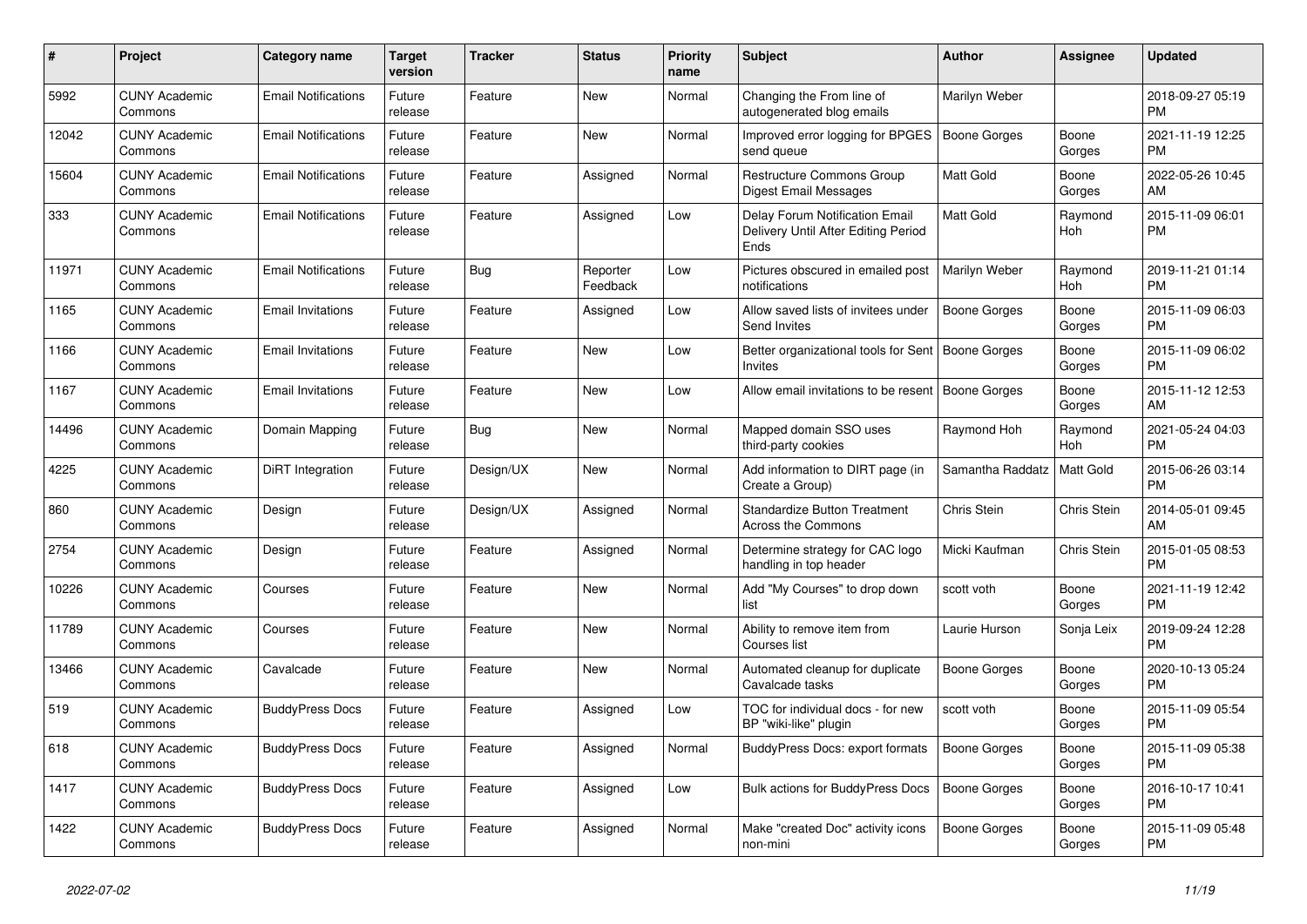| # | Project | Category name | Target version | Tracker | Status | Priority name | Subject | Author | Assignee | Updated |
|---|---|---|---|---|---|---|---|---|---|---|
| 5992 | CUNY Academic Commons | Email Notifications | Future release | Feature | New | Normal | Changing the From line of autogenerated blog emails | Marilyn Weber | | 2018-09-27 05:19 PM |
| 12042 | CUNY Academic Commons | Email Notifications | Future release | Feature | New | Normal | Improved error logging for BPGES send queue | Boone Gorges | Boone Gorges | 2021-11-19 12:25 PM |
| 15604 | CUNY Academic Commons | Email Notifications | Future release | Feature | Assigned | Normal | Restructure Commons Group Digest Email Messages | Matt Gold | Boone Gorges | 2022-05-26 10:45 AM |
| 333 | CUNY Academic Commons | Email Notifications | Future release | Feature | Assigned | Low | Delay Forum Notification Email Delivery Until After Editing Period Ends | Matt Gold | Raymond Hoh | 2015-11-09 06:01 PM |
| 11971 | CUNY Academic Commons | Email Notifications | Future release | Bug | Reporter Feedback | Low | Pictures obscured in emailed post notifications | Marilyn Weber | Raymond Hoh | 2019-11-21 01:14 PM |
| 1165 | CUNY Academic Commons | Email Invitations | Future release | Feature | Assigned | Low | Allow saved lists of invitees under Send Invites | Boone Gorges | Boone Gorges | 2015-11-09 06:03 PM |
| 1166 | CUNY Academic Commons | Email Invitations | Future release | Feature | New | Low | Better organizational tools for Sent Invites | Boone Gorges | Boone Gorges | 2015-11-09 06:02 PM |
| 1167 | CUNY Academic Commons | Email Invitations | Future release | Feature | New | Low | Allow email invitations to be resent | Boone Gorges | Boone Gorges | 2015-11-12 12:53 AM |
| 14496 | CUNY Academic Commons | Domain Mapping | Future release | Bug | New | Normal | Mapped domain SSO uses third-party cookies | Raymond Hoh | Raymond Hoh | 2021-05-24 04:03 PM |
| 4225 | CUNY Academic Commons | DiRT Integration | Future release | Design/UX | New | Normal | Add information to DIRT page (in Create a Group) | Samantha Raddatz | Matt Gold | 2015-06-26 03:14 PM |
| 860 | CUNY Academic Commons | Design | Future release | Design/UX | Assigned | Normal | Standardize Button Treatment Across the Commons | Chris Stein | Chris Stein | 2014-05-01 09:45 AM |
| 2754 | CUNY Academic Commons | Design | Future release | Feature | Assigned | Normal | Determine strategy for CAC logo handling in top header | Micki Kaufman | Chris Stein | 2015-01-05 08:53 PM |
| 10226 | CUNY Academic Commons | Courses | Future release | Feature | New | Normal | Add "My Courses" to drop down list | scott voth | Boone Gorges | 2021-11-19 12:42 PM |
| 11789 | CUNY Academic Commons | Courses | Future release | Feature | New | Normal | Ability to remove item from Courses list | Laurie Hurson | Sonja Leix | 2019-09-24 12:28 PM |
| 13466 | CUNY Academic Commons | Cavalcade | Future release | Feature | New | Normal | Automated cleanup for duplicate Cavalcade tasks | Boone Gorges | Boone Gorges | 2020-10-13 05:24 PM |
| 519 | CUNY Academic Commons | BuddyPress Docs | Future release | Feature | Assigned | Low | TOC for individual docs - for new BP "wiki-like" plugin | scott voth | Boone Gorges | 2015-11-09 05:54 PM |
| 618 | CUNY Academic Commons | BuddyPress Docs | Future release | Feature | Assigned | Normal | BuddyPress Docs: export formats | Boone Gorges | Boone Gorges | 2015-11-09 05:38 PM |
| 1417 | CUNY Academic Commons | BuddyPress Docs | Future release | Feature | Assigned | Low | Bulk actions for BuddyPress Docs | Boone Gorges | Boone Gorges | 2016-10-17 10:41 PM |
| 1422 | CUNY Academic Commons | BuddyPress Docs | Future release | Feature | Assigned | Normal | Make "created Doc" activity icons non-mini | Boone Gorges | Boone Gorges | 2015-11-09 05:48 PM |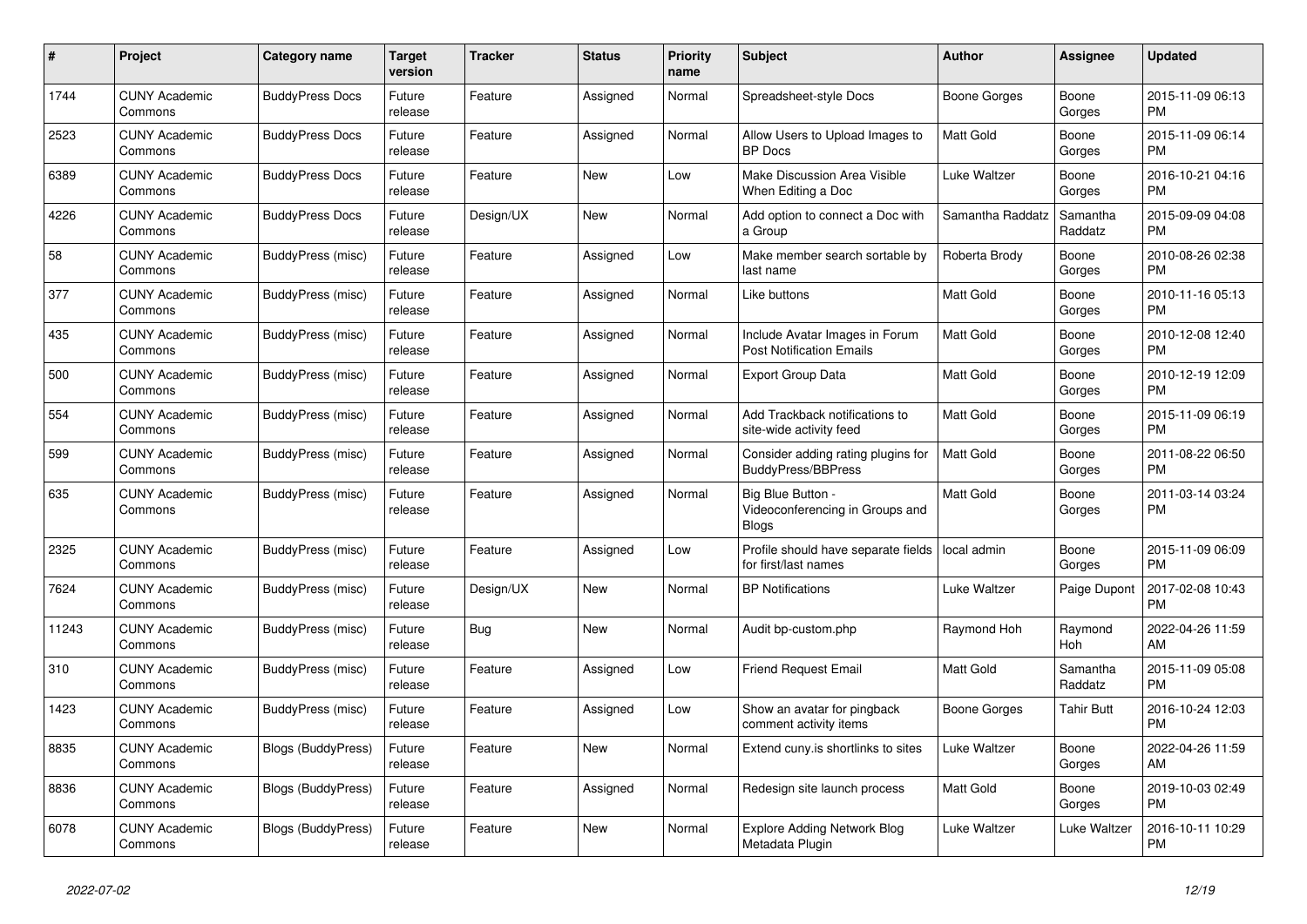| # | Project | Category name | Target version | Tracker | Status | Priority name | Subject | Author | Assignee | Updated |
|---|---|---|---|---|---|---|---|---|---|---|
| 1744 | CUNY Academic Commons | BuddyPress Docs | Future release | Feature | Assigned | Normal | Spreadsheet-style Docs | Boone Gorges | Boone Gorges | 2015-11-09 06:13 PM |
| 2523 | CUNY Academic Commons | BuddyPress Docs | Future release | Feature | Assigned | Normal | Allow Users to Upload Images to BP Docs | Matt Gold | Boone Gorges | 2015-11-09 06:14 PM |
| 6389 | CUNY Academic Commons | BuddyPress Docs | Future release | Feature | New | Low | Make Discussion Area Visible When Editing a Doc | Luke Waltzer | Boone Gorges | 2016-10-21 04:16 PM |
| 4226 | CUNY Academic Commons | BuddyPress Docs | Future release | Design/UX | New | Normal | Add option to connect a Doc with a Group | Samantha Raddatz | Samantha Raddatz | 2015-09-09 04:08 PM |
| 58 | CUNY Academic Commons | BuddyPress (misc) | Future release | Feature | Assigned | Low | Make member search sortable by last name | Roberta Brody | Boone Gorges | 2010-08-26 02:38 PM |
| 377 | CUNY Academic Commons | BuddyPress (misc) | Future release | Feature | Assigned | Normal | Like buttons | Matt Gold | Boone Gorges | 2010-11-16 05:13 PM |
| 435 | CUNY Academic Commons | BuddyPress (misc) | Future release | Feature | Assigned | Normal | Include Avatar Images in Forum Post Notification Emails | Matt Gold | Boone Gorges | 2010-12-08 12:40 PM |
| 500 | CUNY Academic Commons | BuddyPress (misc) | Future release | Feature | Assigned | Normal | Export Group Data | Matt Gold | Boone Gorges | 2010-12-19 12:09 PM |
| 554 | CUNY Academic Commons | BuddyPress (misc) | Future release | Feature | Assigned | Normal | Add Trackback notifications to site-wide activity feed | Matt Gold | Boone Gorges | 2015-11-09 06:19 PM |
| 599 | CUNY Academic Commons | BuddyPress (misc) | Future release | Feature | Assigned | Normal | Consider adding rating plugins for BuddyPress/BBPress | Matt Gold | Boone Gorges | 2011-08-22 06:50 PM |
| 635 | CUNY Academic Commons | BuddyPress (misc) | Future release | Feature | Assigned | Normal | Big Blue Button - Videoconferencing in Groups and Blogs | Matt Gold | Boone Gorges | 2011-03-14 03:24 PM |
| 2325 | CUNY Academic Commons | BuddyPress (misc) | Future release | Feature | Assigned | Low | Profile should have separate fields for first/last names | local admin | Boone Gorges | 2015-11-09 06:09 PM |
| 7624 | CUNY Academic Commons | BuddyPress (misc) | Future release | Design/UX | New | Normal | BP Notifications | Luke Waltzer | Paige Dupont | 2017-02-08 10:43 PM |
| 11243 | CUNY Academic Commons | BuddyPress (misc) | Future release | Bug | New | Normal | Audit bp-custom.php | Raymond Hoh | Raymond Hoh | 2022-04-26 11:59 AM |
| 310 | CUNY Academic Commons | BuddyPress (misc) | Future release | Feature | Assigned | Low | Friend Request Email | Matt Gold | Samantha Raddatz | 2015-11-09 05:08 PM |
| 1423 | CUNY Academic Commons | BuddyPress (misc) | Future release | Feature | Assigned | Low | Show an avatar for pingback comment activity items | Boone Gorges | Tahir Butt | 2016-10-24 12:03 PM |
| 8835 | CUNY Academic Commons | Blogs (BuddyPress) | Future release | Feature | New | Normal | Extend cuny.is shortlinks to sites | Luke Waltzer | Boone Gorges | 2022-04-26 11:59 AM |
| 8836 | CUNY Academic Commons | Blogs (BuddyPress) | Future release | Feature | Assigned | Normal | Redesign site launch process | Matt Gold | Boone Gorges | 2019-10-03 02:49 PM |
| 6078 | CUNY Academic Commons | Blogs (BuddyPress) | Future release | Feature | New | Normal | Explore Adding Network Blog Metadata Plugin | Luke Waltzer | Luke Waltzer | 2016-10-11 10:29 PM |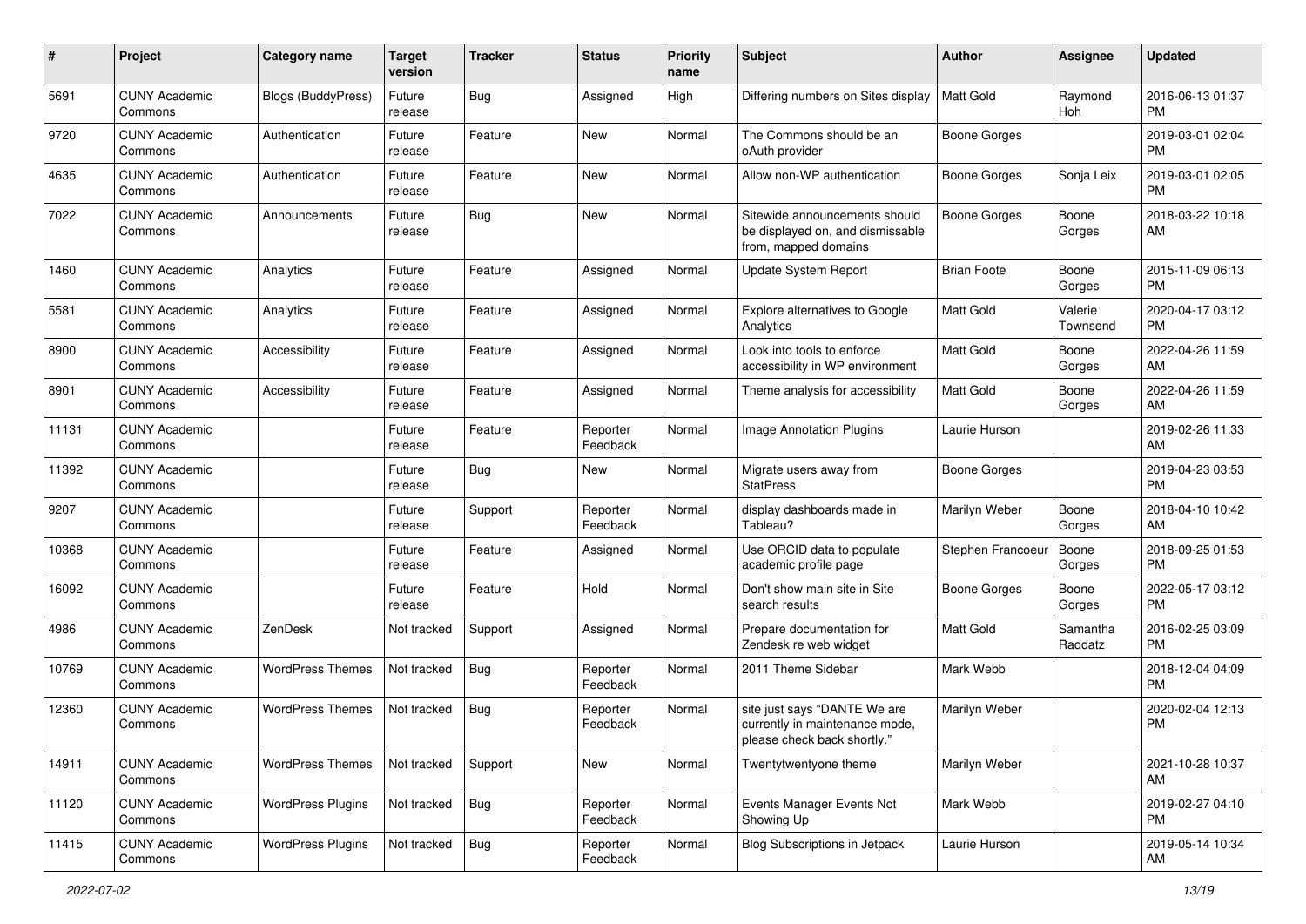| # | Project | Category name | Target version | Tracker | Status | Priority name | Subject | Author | Assignee | Updated |
|---|---|---|---|---|---|---|---|---|---|---|
| 5691 | CUNY Academic Commons | Blogs (BuddyPress) | Future release | Bug | Assigned | High | Differing numbers on Sites display | Matt Gold | Raymond Hoh | 2016-06-13 01:37 PM |
| 9720 | CUNY Academic Commons | Authentication | Future release | Feature | New | Normal | The Commons should be an oAuth provider | Boone Gorges | | 2019-03-01 02:04 PM |
| 4635 | CUNY Academic Commons | Authentication | Future release | Feature | New | Normal | Allow non-WP authentication | Boone Gorges | Sonja Leix | 2019-03-01 02:05 PM |
| 7022 | CUNY Academic Commons | Announcements | Future release | Bug | New | Normal | Sitewide announcements should be displayed on, and dismissable from, mapped domains | Boone Gorges | Boone Gorges | 2018-03-22 10:18 AM |
| 1460 | CUNY Academic Commons | Analytics | Future release | Feature | Assigned | Normal | Update System Report | Brian Foote | Boone Gorges | 2015-11-09 06:13 PM |
| 5581 | CUNY Academic Commons | Analytics | Future release | Feature | Assigned | Normal | Explore alternatives to Google Analytics | Matt Gold | Valerie Townsend | 2020-04-17 03:12 PM |
| 8900 | CUNY Academic Commons | Accessibility | Future release | Feature | Assigned | Normal | Look into tools to enforce accessibility in WP environment | Matt Gold | Boone Gorges | 2022-04-26 11:59 AM |
| 8901 | CUNY Academic Commons | Accessibility | Future release | Feature | Assigned | Normal | Theme analysis for accessibility | Matt Gold | Boone Gorges | 2022-04-26 11:59 AM |
| 11131 | CUNY Academic Commons | | Future release | Feature | Reporter Feedback | Normal | Image Annotation Plugins | Laurie Hurson | | 2019-02-26 11:33 AM |
| 11392 | CUNY Academic Commons | | Future release | Bug | New | Normal | Migrate users away from StatPress | Boone Gorges | | 2019-04-23 03:53 PM |
| 9207 | CUNY Academic Commons | | Future release | Support | Reporter Feedback | Normal | display dashboards made in Tableau? | Marilyn Weber | Boone Gorges | 2018-04-10 10:42 AM |
| 10368 | CUNY Academic Commons | | Future release | Feature | Assigned | Normal | Use ORCID data to populate academic profile page | Stephen Francoeur | Boone Gorges | 2018-09-25 01:53 PM |
| 16092 | CUNY Academic Commons | | Future release | Feature | Hold | Normal | Don't show main site in Site search results | Boone Gorges | Boone Gorges | 2022-05-17 03:12 PM |
| 4986 | CUNY Academic Commons | ZenDesk | Not tracked | Support | Assigned | Normal | Prepare documentation for Zendesk re web widget | Matt Gold | Samantha Raddatz | 2016-02-25 03:09 PM |
| 10769 | CUNY Academic Commons | WordPress Themes | Not tracked | Bug | Reporter Feedback | Normal | 2011 Theme Sidebar | Mark Webb | | 2018-12-04 04:09 PM |
| 12360 | CUNY Academic Commons | WordPress Themes | Not tracked | Bug | Reporter Feedback | Normal | site just says "DANTE We are currently in maintenance mode, please check back shortly." | Marilyn Weber | | 2020-02-04 12:13 PM |
| 14911 | CUNY Academic Commons | WordPress Themes | Not tracked | Support | New | Normal | Twentytwentyone theme | Marilyn Weber | | 2021-10-28 10:37 AM |
| 11120 | CUNY Academic Commons | WordPress Plugins | Not tracked | Bug | Reporter Feedback | Normal | Events Manager Events Not Showing Up | Mark Webb | | 2019-02-27 04:10 PM |
| 11415 | CUNY Academic Commons | WordPress Plugins | Not tracked | Bug | Reporter Feedback | Normal | Blog Subscriptions in Jetpack | Laurie Hurson | | 2019-05-14 10:34 AM |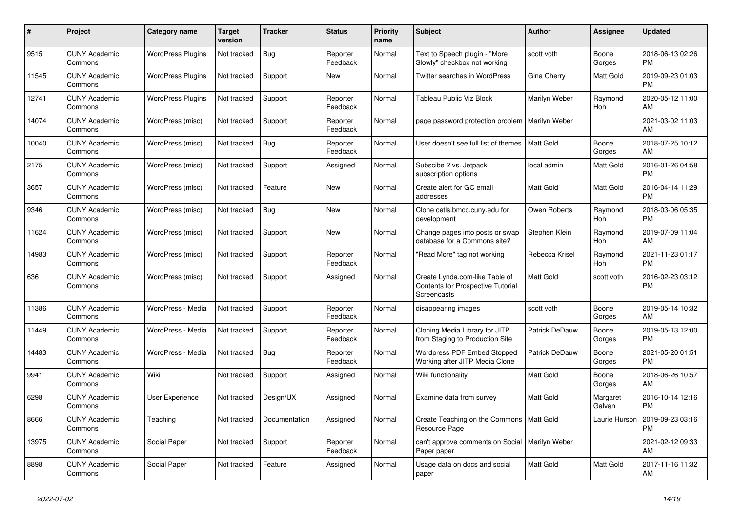| # | Project | Category name | Target version | Tracker | Status | Priority name | Subject | Author | Assignee | Updated |
|---|---|---|---|---|---|---|---|---|---|---|
| 9515 | CUNY Academic Commons | WordPress Plugins | Not tracked | Bug | Reporter Feedback | Normal | Text to Speech plugin - "More Slowly" checkbox not working | scott voth | Boone Gorges | 2018-06-13 02:26 PM |
| 11545 | CUNY Academic Commons | WordPress Plugins | Not tracked | Support | New | Normal | Twitter searches in WordPress | Gina Cherry | Matt Gold | 2019-09-23 01:03 PM |
| 12741 | CUNY Academic Commons | WordPress Plugins | Not tracked | Support | Reporter Feedback | Normal | Tableau Public Viz Block | Marilyn Weber | Raymond Hoh | 2020-05-12 11:00 AM |
| 14074 | CUNY Academic Commons | WordPress (misc) | Not tracked | Support | Reporter Feedback | Normal | page password protection problem | Marilyn Weber | | 2021-03-02 11:03 AM |
| 10040 | CUNY Academic Commons | WordPress (misc) | Not tracked | Bug | Reporter Feedback | Normal | User doesn't see full list of themes | Matt Gold | Boone Gorges | 2018-07-25 10:12 AM |
| 2175 | CUNY Academic Commons | WordPress (misc) | Not tracked | Support | Assigned | Normal | Subscibe 2 vs. Jetpack subscription options | local admin | Matt Gold | 2016-01-26 04:58 PM |
| 3657 | CUNY Academic Commons | WordPress (misc) | Not tracked | Feature | New | Normal | Create alert for GC email addresses | Matt Gold | Matt Gold | 2016-04-14 11:29 PM |
| 9346 | CUNY Academic Commons | WordPress (misc) | Not tracked | Bug | New | Normal | Clone cetls.bmcc.cuny.edu for development | Owen Roberts | Raymond Hoh | 2018-03-06 05:35 PM |
| 11624 | CUNY Academic Commons | WordPress (misc) | Not tracked | Support | New | Normal | Change pages into posts or swap database for a Commons site? | Stephen Klein | Raymond Hoh | 2019-07-09 11:04 AM |
| 14983 | CUNY Academic Commons | WordPress (misc) | Not tracked | Support | Reporter Feedback | Normal | "Read More" tag not working | Rebecca Krisel | Raymond Hoh | 2021-11-23 01:17 PM |
| 636 | CUNY Academic Commons | WordPress (misc) | Not tracked | Support | Assigned | Normal | Create Lynda.com-like Table of Contents for Prospective Tutorial Screencasts | Matt Gold | scott voth | 2016-02-23 03:12 PM |
| 11386 | CUNY Academic Commons | WordPress - Media | Not tracked | Support | Reporter Feedback | Normal | disappearing images | scott voth | Boone Gorges | 2019-05-14 10:32 AM |
| 11449 | CUNY Academic Commons | WordPress - Media | Not tracked | Support | Reporter Feedback | Normal | Cloning Media Library for JITP from Staging to Production Site | Patrick DeDauw | Boone Gorges | 2019-05-13 12:00 PM |
| 14483 | CUNY Academic Commons | WordPress - Media | Not tracked | Bug | Reporter Feedback | Normal | Wordpress PDF Embed Stopped Working after JITP Media Clone | Patrick DeDauw | Boone Gorges | 2021-05-20 01:51 PM |
| 9941 | CUNY Academic Commons | Wiki | Not tracked | Support | Assigned | Normal | Wiki functionality | Matt Gold | Boone Gorges | 2018-06-26 10:57 AM |
| 6298 | CUNY Academic Commons | User Experience | Not tracked | Design/UX | Assigned | Normal | Examine data from survey | Matt Gold | Margaret Galvan | 2016-10-14 12:16 PM |
| 8666 | CUNY Academic Commons | Teaching | Not tracked | Documentation | Assigned | Normal | Create Teaching on the Commons Resource Page | Matt Gold | Laurie Hurson | 2019-09-23 03:16 PM |
| 13975 | CUNY Academic Commons | Social Paper | Not tracked | Support | Reporter Feedback | Normal | can't approve comments on Social Paper paper | Marilyn Weber | | 2021-02-12 09:33 AM |
| 8898 | CUNY Academic Commons | Social Paper | Not tracked | Feature | Assigned | Normal | Usage data on docs and social paper | Matt Gold | Matt Gold | 2017-11-16 11:32 AM |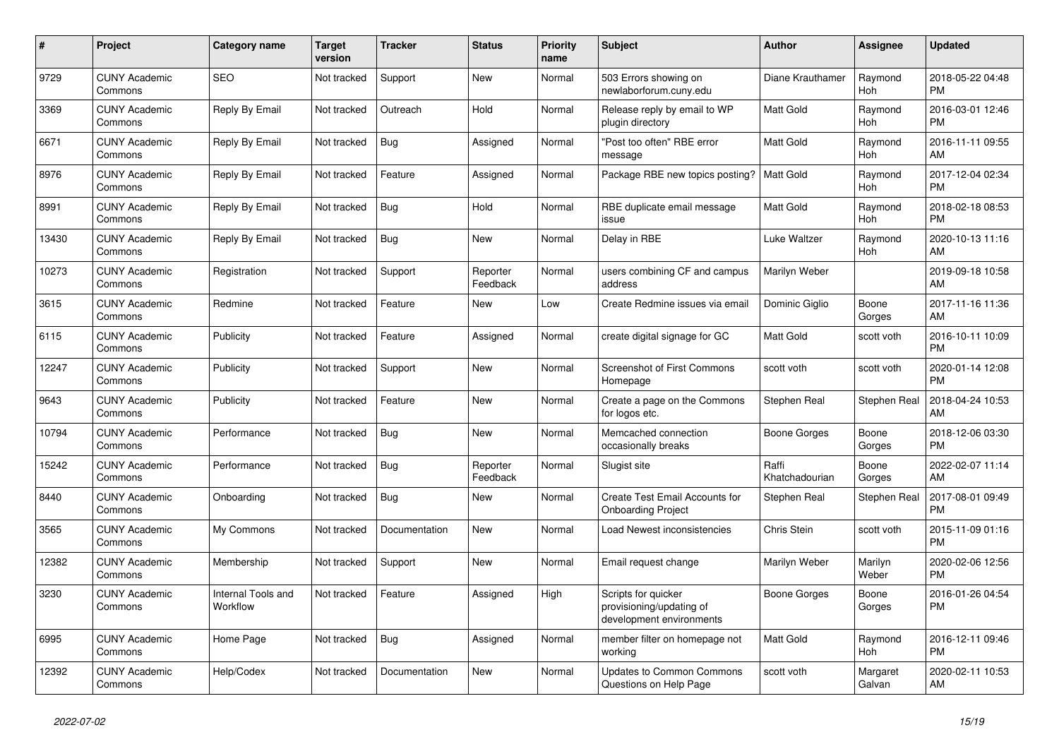| # | Project | Category name | Target version | Tracker | Status | Priority name | Subject | Author | Assignee | Updated |
|---|---|---|---|---|---|---|---|---|---|---|
| 9729 | CUNY Academic Commons | SEO | Not tracked | Support | New | Normal | 503 Errors showing on newlaborforum.cuny.edu | Diane Krauthamer | Raymond Hoh | 2018-05-22 04:48 PM |
| 3369 | CUNY Academic Commons | Reply By Email | Not tracked | Outreach | Hold | Normal | Release reply by email to WP plugin directory | Matt Gold | Raymond Hoh | 2016-03-01 12:46 PM |
| 6671 | CUNY Academic Commons | Reply By Email | Not tracked | Bug | Assigned | Normal | "Post too often" RBE error message | Matt Gold | Raymond Hoh | 2016-11-11 09:55 AM |
| 8976 | CUNY Academic Commons | Reply By Email | Not tracked | Feature | Assigned | Normal | Package RBE new topics posting? | Matt Gold | Raymond Hoh | 2017-12-04 02:34 PM |
| 8991 | CUNY Academic Commons | Reply By Email | Not tracked | Bug | Hold | Normal | RBE duplicate email message issue | Matt Gold | Raymond Hoh | 2018-02-18 08:53 PM |
| 13430 | CUNY Academic Commons | Reply By Email | Not tracked | Bug | New | Normal | Delay in RBE | Luke Waltzer | Raymond Hoh | 2020-10-13 11:16 AM |
| 10273 | CUNY Academic Commons | Registration | Not tracked | Support | Reporter Feedback | Normal | users combining CF and campus address | Marilyn Weber | | 2019-09-18 10:58 AM |
| 3615 | CUNY Academic Commons | Redmine | Not tracked | Feature | New | Low | Create Redmine issues via email | Dominic Giglio | Boone Gorges | 2017-11-16 11:36 AM |
| 6115 | CUNY Academic Commons | Publicity | Not tracked | Feature | Assigned | Normal | create digital signage for GC | Matt Gold | scott voth | 2016-10-11 10:09 PM |
| 12247 | CUNY Academic Commons | Publicity | Not tracked | Support | New | Normal | Screenshot of First Commons Homepage | scott voth | scott voth | 2020-01-14 12:08 PM |
| 9643 | CUNY Academic Commons | Publicity | Not tracked | Feature | New | Normal | Create a page on the Commons for logos etc. | Stephen Real | Stephen Real | 2018-04-24 10:53 AM |
| 10794 | CUNY Academic Commons | Performance | Not tracked | Bug | New | Normal | Memcached connection occasionally breaks | Boone Gorges | Boone Gorges | 2018-12-06 03:30 PM |
| 15242 | CUNY Academic Commons | Performance | Not tracked | Bug | Reporter Feedback | Normal | Slugist site | Raffi Khatchadourian | Boone Gorges | 2022-02-07 11:14 AM |
| 8440 | CUNY Academic Commons | Onboarding | Not tracked | Bug | New | Normal | Create Test Email Accounts for Onboarding Project | Stephen Real | Stephen Real | 2017-08-01 09:49 PM |
| 3565 | CUNY Academic Commons | My Commons | Not tracked | Documentation | New | Normal | Load Newest inconsistencies | Chris Stein | scott voth | 2015-11-09 01:16 PM |
| 12382 | CUNY Academic Commons | Membership | Not tracked | Support | New | Normal | Email request change | Marilyn Weber | Marilyn Weber | 2020-02-06 12:56 PM |
| 3230 | CUNY Academic Commons | Internal Tools and Workflow | Not tracked | Feature | Assigned | High | Scripts for quicker provisioning/updating of development environments | Boone Gorges | Boone Gorges | 2016-01-26 04:54 PM |
| 6995 | CUNY Academic Commons | Home Page | Not tracked | Bug | Assigned | Normal | member filter on homepage not working | Matt Gold | Raymond Hoh | 2016-12-11 09:46 PM |
| 12392 | CUNY Academic Commons | Help/Codex | Not tracked | Documentation | New | Normal | Updates to Common Commons Questions on Help Page | scott voth | Margaret Galvan | 2020-02-11 10:53 AM |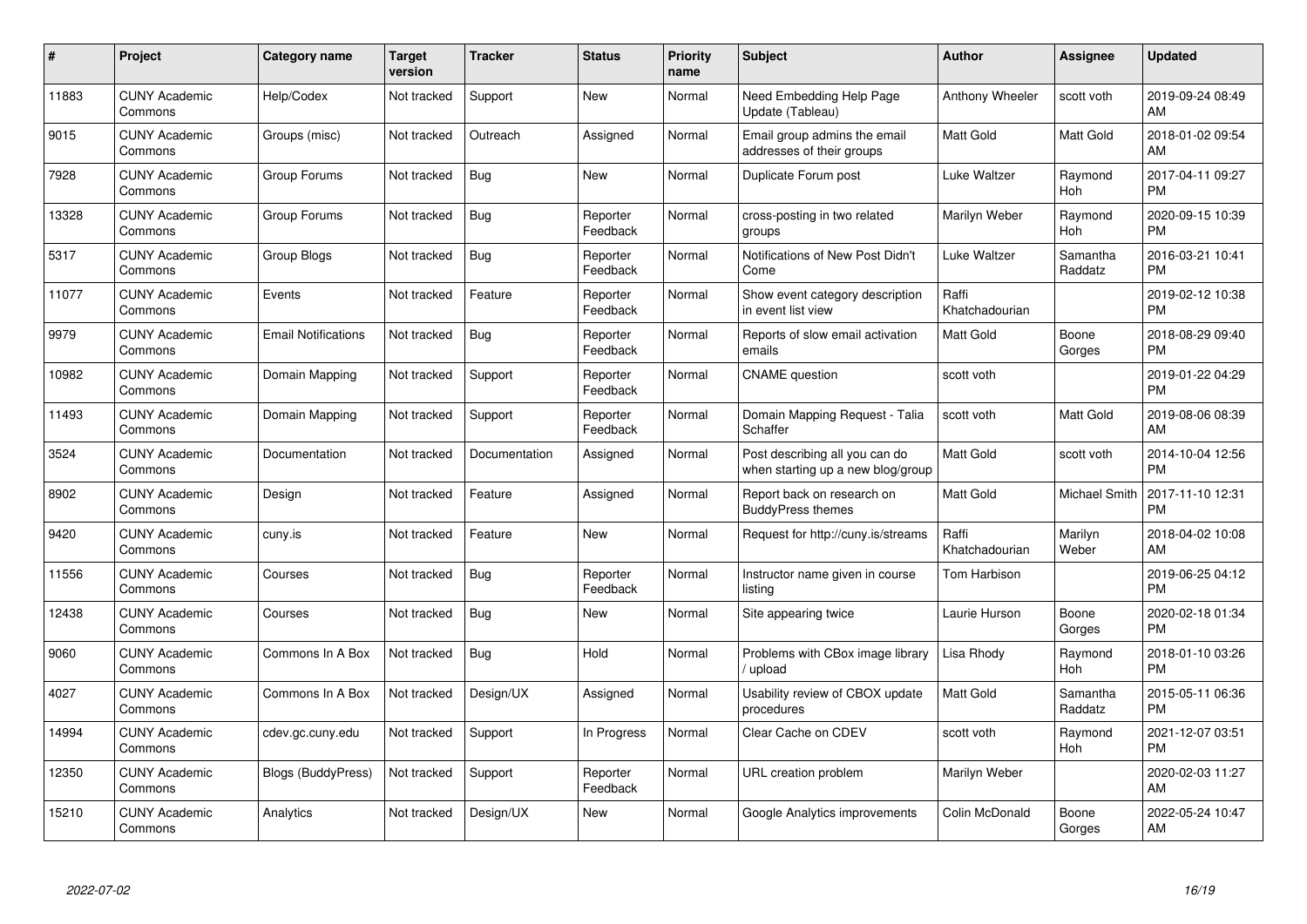| # | Project | Category name | Target version | Tracker | Status | Priority name | Subject | Author | Assignee | Updated |
|---|---|---|---|---|---|---|---|---|---|---|
| 11883 | CUNY Academic Commons | Help/Codex | Not tracked | Support | New | Normal | Need Embedding Help Page Update (Tableau) | Anthony Wheeler | scott voth | 2019-09-24 08:49 AM |
| 9015 | CUNY Academic Commons | Groups (misc) | Not tracked | Outreach | Assigned | Normal | Email group admins the email addresses of their groups | Matt Gold | Matt Gold | 2018-01-02 09:54 AM |
| 7928 | CUNY Academic Commons | Group Forums | Not tracked | Bug | New | Normal | Duplicate Forum post | Luke Waltzer | Raymond Hoh | 2017-04-11 09:27 PM |
| 13328 | CUNY Academic Commons | Group Forums | Not tracked | Bug | Reporter Feedback | Normal | cross-posting in two related groups | Marilyn Weber | Raymond Hoh | 2020-09-15 10:39 PM |
| 5317 | CUNY Academic Commons | Group Blogs | Not tracked | Bug | Reporter Feedback | Normal | Notifications of New Post Didn't Come | Luke Waltzer | Samantha Raddatz | 2016-03-21 10:41 PM |
| 11077 | CUNY Academic Commons | Events | Not tracked | Feature | Reporter Feedback | Normal | Show event category description in event list view | Raffi Khatchadourian | | 2019-02-12 10:38 PM |
| 9979 | CUNY Academic Commons | Email Notifications | Not tracked | Bug | Reporter Feedback | Normal | Reports of slow email activation emails | Matt Gold | Boone Gorges | 2018-08-29 09:40 PM |
| 10982 | CUNY Academic Commons | Domain Mapping | Not tracked | Support | Reporter Feedback | Normal | CNAME question | scott voth | | 2019-01-22 04:29 PM |
| 11493 | CUNY Academic Commons | Domain Mapping | Not tracked | Support | Reporter Feedback | Normal | Domain Mapping Request - Talia Schaffer | scott voth | Matt Gold | 2019-08-06 08:39 AM |
| 3524 | CUNY Academic Commons | Documentation | Not tracked | Documentation | Assigned | Normal | Post describing all you can do when starting up a new blog/group | Matt Gold | scott voth | 2014-10-04 12:56 PM |
| 8902 | CUNY Academic Commons | Design | Not tracked | Feature | Assigned | Normal | Report back on research on BuddyPress themes | Matt Gold | Michael Smith | 2017-11-10 12:31 PM |
| 9420 | CUNY Academic Commons | cuny.is | Not tracked | Feature | New | Normal | Request for http://cuny.is/streams | Raffi Khatchadourian | Marilyn Weber | 2018-04-02 10:08 AM |
| 11556 | CUNY Academic Commons | Courses | Not tracked | Bug | Reporter Feedback | Normal | Instructor name given in course listing | Tom Harbison | | 2019-06-25 04:12 PM |
| 12438 | CUNY Academic Commons | Courses | Not tracked | Bug | New | Normal | Site appearing twice | Laurie Hurson | Boone Gorges | 2020-02-18 01:34 PM |
| 9060 | CUNY Academic Commons | Commons In A Box | Not tracked | Bug | Hold | Normal | Problems with CBox image library / upload | Lisa Rhody | Raymond Hoh | 2018-01-10 03:26 PM |
| 4027 | CUNY Academic Commons | Commons In A Box | Not tracked | Design/UX | Assigned | Normal | Usability review of CBOX update procedures | Matt Gold | Samantha Raddatz | 2015-05-11 06:36 PM |
| 14994 | CUNY Academic Commons | cdev.gc.cuny.edu | Not tracked | Support | In Progress | Normal | Clear Cache on CDEV | scott voth | Raymond Hoh | 2021-12-07 03:51 PM |
| 12350 | CUNY Academic Commons | Blogs (BuddyPress) | Not tracked | Support | Reporter Feedback | Normal | URL creation problem | Marilyn Weber | | 2020-02-03 11:27 AM |
| 15210 | CUNY Academic Commons | Analytics | Not tracked | Design/UX | New | Normal | Google Analytics improvements | Colin McDonald | Boone Gorges | 2022-05-24 10:47 AM |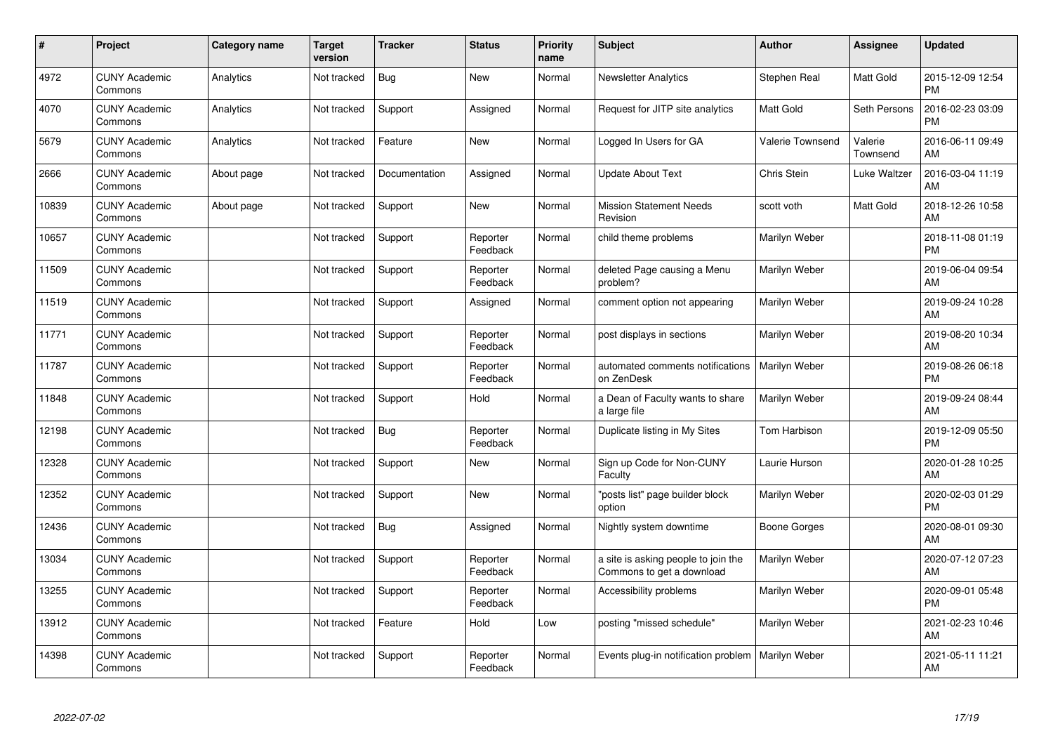| # | Project | Category name | Target version | Tracker | Status | Priority name | Subject | Author | Assignee | Updated |
|---|---|---|---|---|---|---|---|---|---|---|
| 4972 | CUNY Academic Commons | Analytics | Not tracked | Bug | New | Normal | Newsletter Analytics | Stephen Real | Matt Gold | 2015-12-09 12:54 PM |
| 4070 | CUNY Academic Commons | Analytics | Not tracked | Support | Assigned | Normal | Request for JITP site analytics | Matt Gold | Seth Persons | 2016-02-23 03:09 PM |
| 5679 | CUNY Academic Commons | Analytics | Not tracked | Feature | New | Normal | Logged In Users for GA | Valerie Townsend | Valerie Townsend | 2016-06-11 09:49 AM |
| 2666 | CUNY Academic Commons | About page | Not tracked | Documentation | Assigned | Normal | Update About Text | Chris Stein | Luke Waltzer | 2016-03-04 11:19 AM |
| 10839 | CUNY Academic Commons | About page | Not tracked | Support | New | Normal | Mission Statement Needs Revision | scott voth | Matt Gold | 2018-12-26 10:58 AM |
| 10657 | CUNY Academic Commons | | Not tracked | Support | Reporter Feedback | Normal | child theme problems | Marilyn Weber | | 2018-11-08 01:19 PM |
| 11509 | CUNY Academic Commons | | Not tracked | Support | Reporter Feedback | Normal | deleted Page causing a Menu problem? | Marilyn Weber | | 2019-06-04 09:54 AM |
| 11519 | CUNY Academic Commons | | Not tracked | Support | Assigned | Normal | comment option not appearing | Marilyn Weber | | 2019-09-24 10:28 AM |
| 11771 | CUNY Academic Commons | | Not tracked | Support | Reporter Feedback | Normal | post displays in sections | Marilyn Weber | | 2019-08-20 10:34 AM |
| 11787 | CUNY Academic Commons | | Not tracked | Support | Reporter Feedback | Normal | automated comments notifications on ZenDesk | Marilyn Weber | | 2019-08-26 06:18 PM |
| 11848 | CUNY Academic Commons | | Not tracked | Support | Hold | Normal | a Dean of Faculty wants to share a large file | Marilyn Weber | | 2019-09-24 08:44 AM |
| 12198 | CUNY Academic Commons | | Not tracked | Bug | Reporter Feedback | Normal | Duplicate listing in My Sites | Tom Harbison | | 2019-12-09 05:50 PM |
| 12328 | CUNY Academic Commons | | Not tracked | Support | New | Normal | Sign up Code for Non-CUNY Faculty | Laurie Hurson | | 2020-01-28 10:25 AM |
| 12352 | CUNY Academic Commons | | Not tracked | Support | New | Normal | "posts list" page builder block option | Marilyn Weber | | 2020-02-03 01:29 PM |
| 12436 | CUNY Academic Commons | | Not tracked | Bug | Assigned | Normal | Nightly system downtime | Boone Gorges | | 2020-08-01 09:30 AM |
| 13034 | CUNY Academic Commons | | Not tracked | Support | Reporter Feedback | Normal | a site is asking people to join the Commons to get a download | Marilyn Weber | | 2020-07-12 07:23 AM |
| 13255 | CUNY Academic Commons | | Not tracked | Support | Reporter Feedback | Normal | Accessibility problems | Marilyn Weber | | 2020-09-01 05:48 PM |
| 13912 | CUNY Academic Commons | | Not tracked | Feature | Hold | Low | posting "missed schedule" | Marilyn Weber | | 2021-02-23 10:46 AM |
| 14398 | CUNY Academic Commons | | Not tracked | Support | Reporter Feedback | Normal | Events plug-in notification problem | Marilyn Weber | | 2021-05-11 11:21 AM |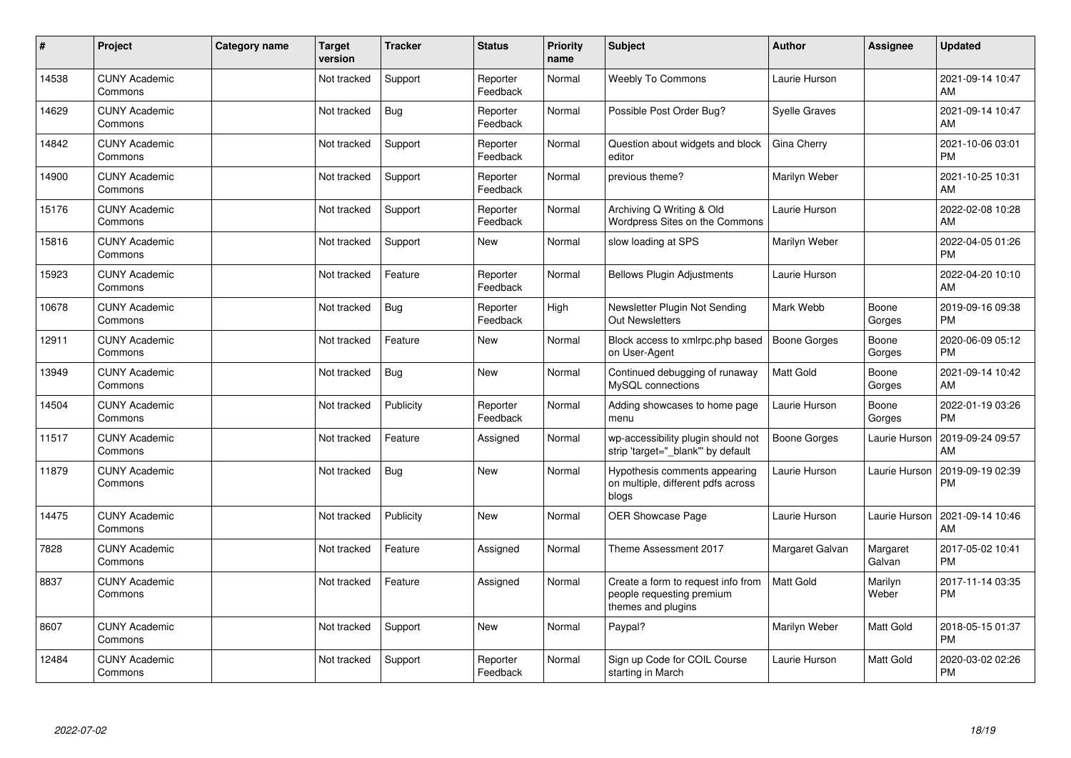| # | Project | Category name | Target version | Tracker | Status | Priority name | Subject | Author | Assignee | Updated |
|---|---|---|---|---|---|---|---|---|---|---|
| 14538 | CUNY Academic Commons | | Not tracked | Support | Reporter Feedback | Normal | Weebly To Commons | Laurie Hurson | | 2021-09-14 10:47 AM |
| 14629 | CUNY Academic Commons | | Not tracked | Bug | Reporter Feedback | Normal | Possible Post Order Bug? | Syelle Graves | | 2021-09-14 10:47 AM |
| 14842 | CUNY Academic Commons | | Not tracked | Support | Reporter Feedback | Normal | Question about widgets and block editor | Gina Cherry | | 2021-10-06 03:01 PM |
| 14900 | CUNY Academic Commons | | Not tracked | Support | Reporter Feedback | Normal | previous theme? | Marilyn Weber | | 2021-10-25 10:31 AM |
| 15176 | CUNY Academic Commons | | Not tracked | Support | Reporter Feedback | Normal | Archiving Q Writing & Old Wordpress Sites on the Commons | Laurie Hurson | | 2022-02-08 10:28 AM |
| 15816 | CUNY Academic Commons | | Not tracked | Support | New | Normal | slow loading at SPS | Marilyn Weber | | 2022-04-05 01:26 PM |
| 15923 | CUNY Academic Commons | | Not tracked | Feature | Reporter Feedback | Normal | Bellows Plugin Adjustments | Laurie Hurson | | 2022-04-20 10:10 AM |
| 10678 | CUNY Academic Commons | | Not tracked | Bug | Reporter Feedback | High | Newsletter Plugin Not Sending Out Newsletters | Mark Webb | Boone Gorges | 2019-09-16 09:38 PM |
| 12911 | CUNY Academic Commons | | Not tracked | Feature | New | Normal | Block access to xmlrpc.php based on User-Agent | Boone Gorges | Boone Gorges | 2020-06-09 05:12 PM |
| 13949 | CUNY Academic Commons | | Not tracked | Bug | New | Normal | Continued debugging of runaway MySQL connections | Matt Gold | Boone Gorges | 2021-09-14 10:42 AM |
| 14504 | CUNY Academic Commons | | Not tracked | Publicity | Reporter Feedback | Normal | Adding showcases to home page menu | Laurie Hurson | Boone Gorges | 2022-01-19 03:26 PM |
| 11517 | CUNY Academic Commons | | Not tracked | Feature | Assigned | Normal | wp-accessibility plugin should not strip 'target="_blank"' by default | Boone Gorges | Laurie Hurson | 2019-09-24 09:57 AM |
| 11879 | CUNY Academic Commons | | Not tracked | Bug | New | Normal | Hypothesis comments appearing on multiple, different pdfs across blogs | Laurie Hurson | Laurie Hurson | 2019-09-19 02:39 PM |
| 14475 | CUNY Academic Commons | | Not tracked | Publicity | New | Normal | OER Showcase Page | Laurie Hurson | Laurie Hurson | 2021-09-14 10:46 AM |
| 7828 | CUNY Academic Commons | | Not tracked | Feature | Assigned | Normal | Theme Assessment 2017 | Margaret Galvan | Margaret Galvan | 2017-05-02 10:41 PM |
| 8837 | CUNY Academic Commons | | Not tracked | Feature | Assigned | Normal | Create a form to request info from people requesting premium themes and plugins | Matt Gold | Marilyn Weber | 2017-11-14 03:35 PM |
| 8607 | CUNY Academic Commons | | Not tracked | Support | New | Normal | Paypal? | Marilyn Weber | Matt Gold | 2018-05-15 01:37 PM |
| 12484 | CUNY Academic Commons | | Not tracked | Support | Reporter Feedback | Normal | Sign up Code for COIL Course starting in March | Laurie Hurson | Matt Gold | 2020-03-02 02:26 PM |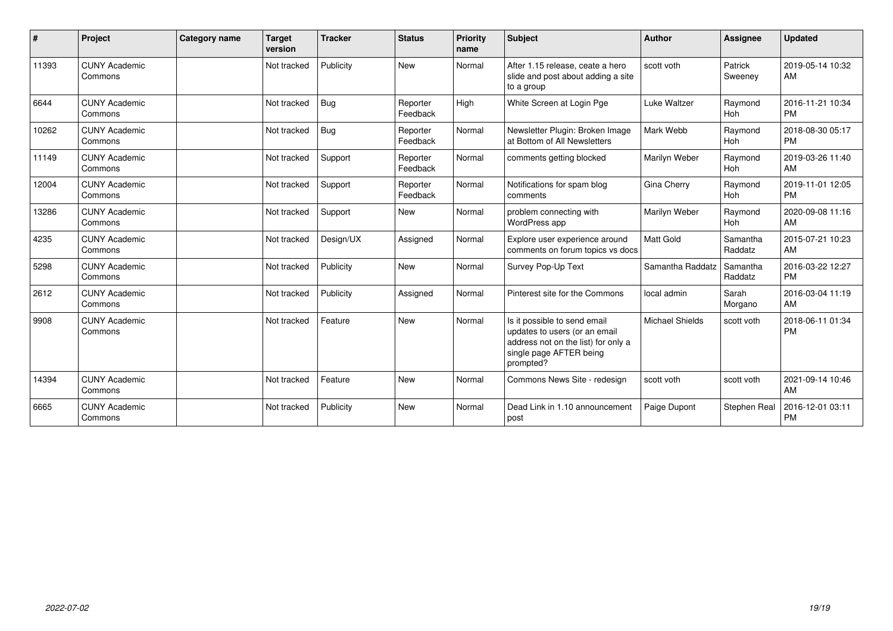| # | Project | Category name | Target version | Tracker | Status | Priority name | Subject | Author | Assignee | Updated |
|---|---|---|---|---|---|---|---|---|---|---|
| 11393 | CUNY Academic Commons | | Not tracked | Publicity | New | Normal | After 1.15 release, ceate a hero slide and post about adding a site to a group | scott voth | Patrick Sweeney | 2019-05-14 10:32 AM |
| 6644 | CUNY Academic Commons | | Not tracked | Bug | Reporter Feedback | High | White Screen at Login Pge | Luke Waltzer | Raymond Hoh | 2016-11-21 10:34 PM |
| 10262 | CUNY Academic Commons | | Not tracked | Bug | Reporter Feedback | Normal | Newsletter Plugin: Broken Image at Bottom of All Newsletters | Mark Webb | Raymond Hoh | 2018-08-30 05:17 PM |
| 11149 | CUNY Academic Commons | | Not tracked | Support | Reporter Feedback | Normal | comments getting blocked | Marilyn Weber | Raymond Hoh | 2019-03-26 11:40 AM |
| 12004 | CUNY Academic Commons | | Not tracked | Support | Reporter Feedback | Normal | Notifications for spam blog comments | Gina Cherry | Raymond Hoh | 2019-11-01 12:05 PM |
| 13286 | CUNY Academic Commons | | Not tracked | Support | New | Normal | problem connecting with WordPress app | Marilyn Weber | Raymond Hoh | 2020-09-08 11:16 AM |
| 4235 | CUNY Academic Commons | | Not tracked | Design/UX | Assigned | Normal | Explore user experience around comments on forum topics vs docs | Matt Gold | Samantha Raddatz | 2015-07-21 10:23 AM |
| 5298 | CUNY Academic Commons | | Not tracked | Publicity | New | Normal | Survey Pop-Up Text | Samantha Raddatz | Samantha Raddatz | 2016-03-22 12:27 PM |
| 2612 | CUNY Academic Commons | | Not tracked | Publicity | Assigned | Normal | Pinterest site for the Commons | local admin | Sarah Morgano | 2016-03-04 11:19 AM |
| 9908 | CUNY Academic Commons | | Not tracked | Feature | New | Normal | Is it possible to send email updates to users (or an email address not on the list) for only a single page AFTER being prompted? | Michael Shields | scott voth | 2018-06-11 01:34 PM |
| 14394 | CUNY Academic Commons | | Not tracked | Feature | New | Normal | Commons News Site - redesign | scott voth | scott voth | 2021-09-14 10:46 AM |
| 6665 | CUNY Academic Commons | | Not tracked | Publicity | New | Normal | Dead Link in 1.10 announcement post | Paige Dupont | Stephen Real | 2016-12-01 03:11 PM |